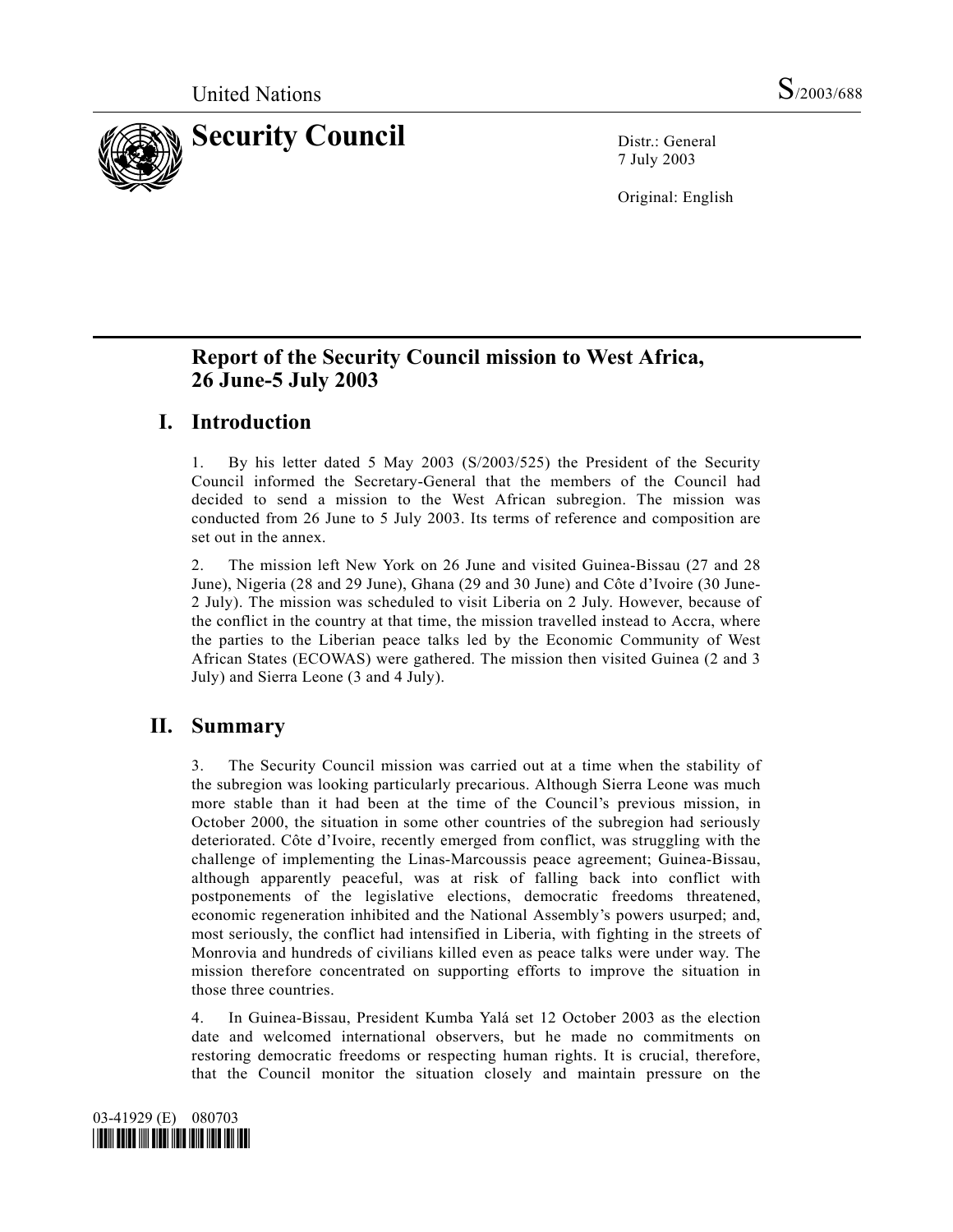United Nations S/2003/688

# Security Council

Distr.: General
7 July 2003

Original: English

## Report of the Security Council mission to West Africa, 26 June-5 July 2003

### I. Introduction

1. By his letter dated 5 May 2003 (S/2003/525) the President of the Security Council informed the Secretary-General that the members of the Council had decided to send a mission to the West African subregion. The mission was conducted from 26 June to 5 July 2003. Its terms of reference and composition are set out in the annex.

2. The mission left New York on 26 June and visited Guinea-Bissau (27 and 28 June), Nigeria (28 and 29 June), Ghana (29 and 30 June) and Côte d'Ivoire (30 June-2 July). The mission was scheduled to visit Liberia on 2 July. However, because of the conflict in the country at that time, the mission travelled instead to Accra, where the parties to the Liberian peace talks led by the Economic Community of West African States (ECOWAS) were gathered. The mission then visited Guinea (2 and 3 July) and Sierra Leone (3 and 4 July).

### II. Summary

3. The Security Council mission was carried out at a time when the stability of the subregion was looking particularly precarious. Although Sierra Leone was much more stable than it had been at the time of the Council's previous mission, in October 2000, the situation in some other countries of the subregion had seriously deteriorated. Côte d'Ivoire, recently emerged from conflict, was struggling with the challenge of implementing the Linas-Marcoussis peace agreement; Guinea-Bissau, although apparently peaceful, was at risk of falling back into conflict with postponements of the legislative elections, democratic freedoms threatened, economic regeneration inhibited and the National Assembly's powers usurped; and, most seriously, the conflict had intensified in Liberia, with fighting in the streets of Monrovia and hundreds of civilians killed even as peace talks were under way. The mission therefore concentrated on supporting efforts to improve the situation in those three countries.

4. In Guinea-Bissau, President Kumba Yalá set 12 October 2003 as the election date and welcomed international observers, but he made no commitments on restoring democratic freedoms or respecting human rights. It is crucial, therefore, that the Council monitor the situation closely and maintain pressure on the

03-41929 (E) 080703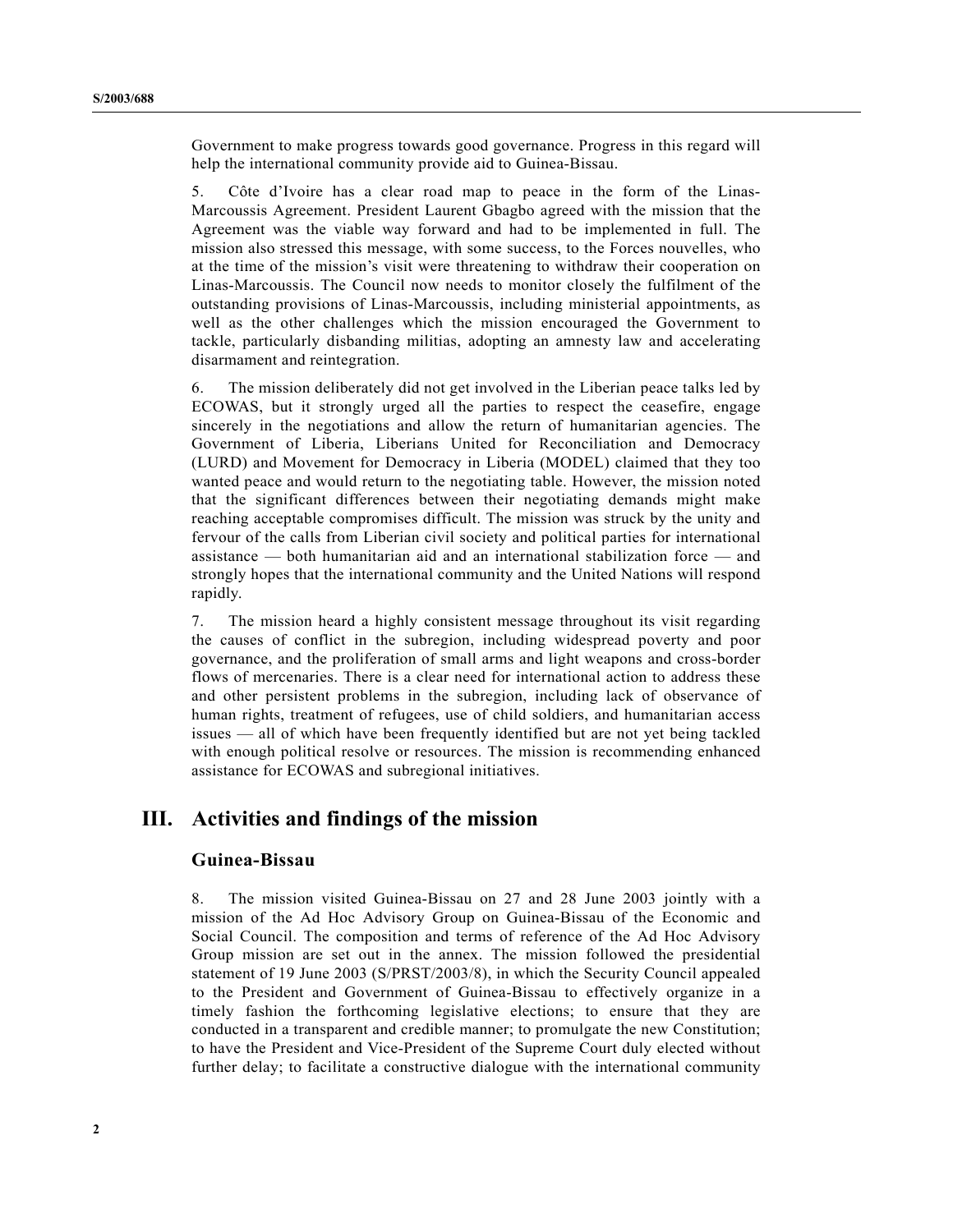Government to make progress towards good governance. Progress in this regard will help the international community provide aid to Guinea-Bissau.

5. Côte d'Ivoire has a clear road map to peace in the form of the Linas-Marcoussis Agreement. President Laurent Gbagbo agreed with the mission that the Agreement was the viable way forward and had to be implemented in full. The mission also stressed this message, with some success, to the Forces nouvelles, who at the time of the mission's visit were threatening to withdraw their cooperation on Linas-Marcoussis. The Council now needs to monitor closely the fulfilment of the outstanding provisions of Linas-Marcoussis, including ministerial appointments, as well as the other challenges which the mission encouraged the Government to tackle, particularly disbanding militias, adopting an amnesty law and accelerating disarmament and reintegration.

6. The mission deliberately did not get involved in the Liberian peace talks led by ECOWAS, but it strongly urged all the parties to respect the ceasefire, engage sincerely in the negotiations and allow the return of humanitarian agencies. The Government of Liberia, Liberians United for Reconciliation and Democracy (LURD) and Movement for Democracy in Liberia (MODEL) claimed that they too wanted peace and would return to the negotiating table. However, the mission noted that the significant differences between their negotiating demands might make reaching acceptable compromises difficult. The mission was struck by the unity and fervour of the calls from Liberian civil society and political parties for international assistance — both humanitarian aid and an international stabilization force — and strongly hopes that the international community and the United Nations will respond rapidly.

7. The mission heard a highly consistent message throughout its visit regarding the causes of conflict in the subregion, including widespread poverty and poor governance, and the proliferation of small arms and light weapons and cross-border flows of mercenaries. There is a clear need for international action to address these and other persistent problems in the subregion, including lack of observance of human rights, treatment of refugees, use of child soldiers, and humanitarian access issues — all of which have been frequently identified but are not yet being tackled with enough political resolve or resources. The mission is recommending enhanced assistance for ECOWAS and subregional initiatives.

# III. Activities and findings of the mission

## Guinea-Bissau

8. The mission visited Guinea-Bissau on 27 and 28 June 2003 jointly with a mission of the Ad Hoc Advisory Group on Guinea-Bissau of the Economic and Social Council. The composition and terms of reference of the Ad Hoc Advisory Group mission are set out in the annex. The mission followed the presidential statement of 19 June 2003 (S/PRST/2003/8), in which the Security Council appealed to the President and Government of Guinea-Bissau to effectively organize in a timely fashion the forthcoming legislative elections; to ensure that they are conducted in a transparent and credible manner; to promulgate the new Constitution; to have the President and Vice-President of the Supreme Court duly elected without further delay; to facilitate a constructive dialogue with the international community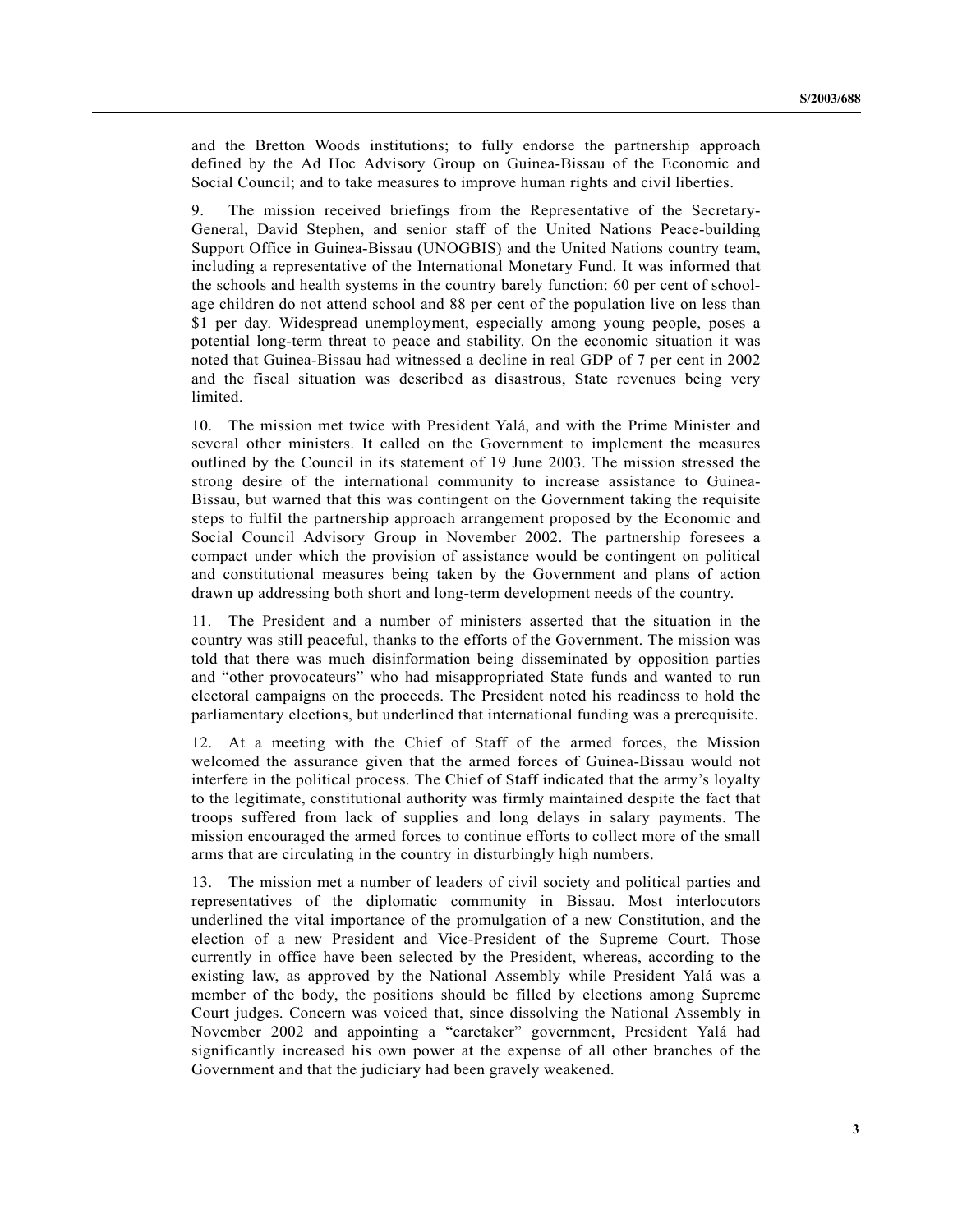and the Bretton Woods institutions; to fully endorse the partnership approach defined by the Ad Hoc Advisory Group on Guinea-Bissau of the Economic and Social Council; and to take measures to improve human rights and civil liberties.

9. The mission received briefings from the Representative of the Secretary-General, David Stephen, and senior staff of the United Nations Peace-building Support Office in Guinea-Bissau (UNOGBIS) and the United Nations country team, including a representative of the International Monetary Fund. It was informed that the schools and health systems in the country barely function: 60 per cent of school-age children do not attend school and 88 per cent of the population live on less than \$1 per day. Widespread unemployment, especially among young people, poses a potential long-term threat to peace and stability. On the economic situation it was noted that Guinea-Bissau had witnessed a decline in real GDP of 7 per cent in 2002 and the fiscal situation was described as disastrous, State revenues being very limited.

10. The mission met twice with President Yalá, and with the Prime Minister and several other ministers. It called on the Government to implement the measures outlined by the Council in its statement of 19 June 2003. The mission stressed the strong desire of the international community to increase assistance to Guinea-Bissau, but warned that this was contingent on the Government taking the requisite steps to fulfil the partnership approach arrangement proposed by the Economic and Social Council Advisory Group in November 2002. The partnership foresees a compact under which the provision of assistance would be contingent on political and constitutional measures being taken by the Government and plans of action drawn up addressing both short and long-term development needs of the country.

11. The President and a number of ministers asserted that the situation in the country was still peaceful, thanks to the efforts of the Government. The mission was told that there was much disinformation being disseminated by opposition parties and "other provocateurs" who had misappropriated State funds and wanted to run electoral campaigns on the proceeds. The President noted his readiness to hold the parliamentary elections, but underlined that international funding was a prerequisite.

12. At a meeting with the Chief of Staff of the armed forces, the Mission welcomed the assurance given that the armed forces of Guinea-Bissau would not interfere in the political process. The Chief of Staff indicated that the army's loyalty to the legitimate, constitutional authority was firmly maintained despite the fact that troops suffered from lack of supplies and long delays in salary payments. The mission encouraged the armed forces to continue efforts to collect more of the small arms that are circulating in the country in disturbingly high numbers.

13. The mission met a number of leaders of civil society and political parties and representatives of the diplomatic community in Bissau. Most interlocutors underlined the vital importance of the promulgation of a new Constitution, and the election of a new President and Vice-President of the Supreme Court. Those currently in office have been selected by the President, whereas, according to the existing law, as approved by the National Assembly while President Yalá was a member of the body, the positions should be filled by elections among Supreme Court judges. Concern was voiced that, since dissolving the National Assembly in November 2002 and appointing a "caretaker" government, President Yalá had significantly increased his own power at the expense of all other branches of the Government and that the judiciary had been gravely weakened.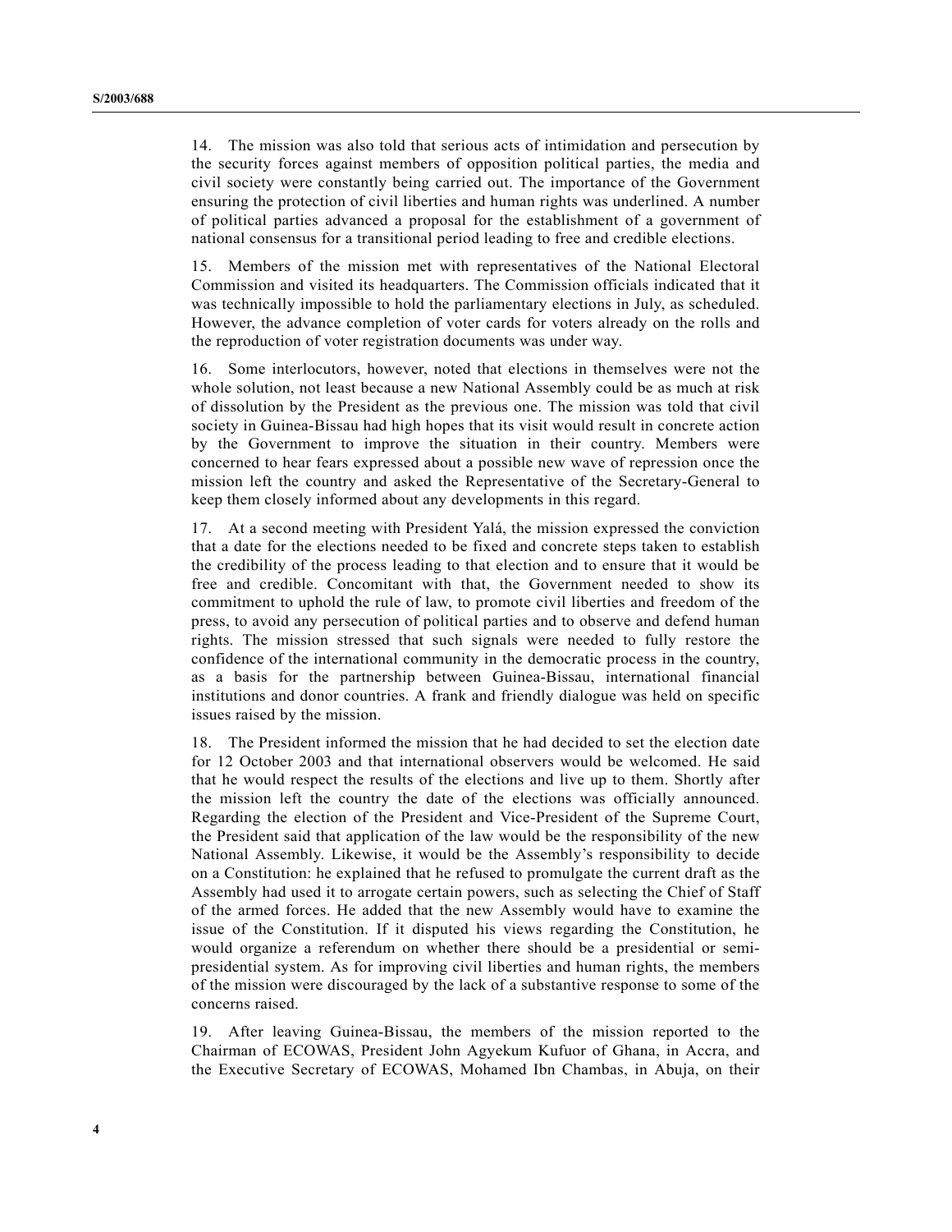14. The mission was also told that serious acts of intimidation and persecution by the security forces against members of opposition political parties, the media and civil society were constantly being carried out. The importance of the Government ensuring the protection of civil liberties and human rights was underlined. A number of political parties advanced a proposal for the establishment of a government of national consensus for a transitional period leading to free and credible elections.

15. Members of the mission met with representatives of the National Electoral Commission and visited its headquarters. The Commission officials indicated that it was technically impossible to hold the parliamentary elections in July, as scheduled. However, the advance completion of voter cards for voters already on the rolls and the reproduction of voter registration documents was under way.

16. Some interlocutors, however, noted that elections in themselves were not the whole solution, not least because a new National Assembly could be as much at risk of dissolution by the President as the previous one. The mission was told that civil society in Guinea-Bissau had high hopes that its visit would result in concrete action by the Government to improve the situation in their country. Members were concerned to hear fears expressed about a possible new wave of repression once the mission left the country and asked the Representative of the Secretary-General to keep them closely informed about any developments in this regard.

17. At a second meeting with President Yalá, the mission expressed the conviction that a date for the elections needed to be fixed and concrete steps taken to establish the credibility of the process leading to that election and to ensure that it would be free and credible. Concomitant with that, the Government needed to show its commitment to uphold the rule of law, to promote civil liberties and freedom of the press, to avoid any persecution of political parties and to observe and defend human rights. The mission stressed that such signals were needed to fully restore the confidence of the international community in the democratic process in the country, as a basis for the partnership between Guinea-Bissau, international financial institutions and donor countries. A frank and friendly dialogue was held on specific issues raised by the mission.

18. The President informed the mission that he had decided to set the election date for 12 October 2003 and that international observers would be welcomed. He said that he would respect the results of the elections and live up to them. Shortly after the mission left the country the date of the elections was officially announced. Regarding the election of the President and Vice-President of the Supreme Court, the President said that application of the law would be the responsibility of the new National Assembly. Likewise, it would be the Assembly's responsibility to decide on a Constitution: he explained that he refused to promulgate the current draft as the Assembly had used it to arrogate certain powers, such as selecting the Chief of Staff of the armed forces. He added that the new Assembly would have to examine the issue of the Constitution. If it disputed his views regarding the Constitution, he would organize a referendum on whether there should be a presidential or semi-presidential system. As for improving civil liberties and human rights, the members of the mission were discouraged by the lack of a substantive response to some of the concerns raised.

19. After leaving Guinea-Bissau, the members of the mission reported to the Chairman of ECOWAS, President John Agyekum Kufuor of Ghana, in Accra, and the Executive Secretary of ECOWAS, Mohamed Ibn Chambas, in Abuja, on their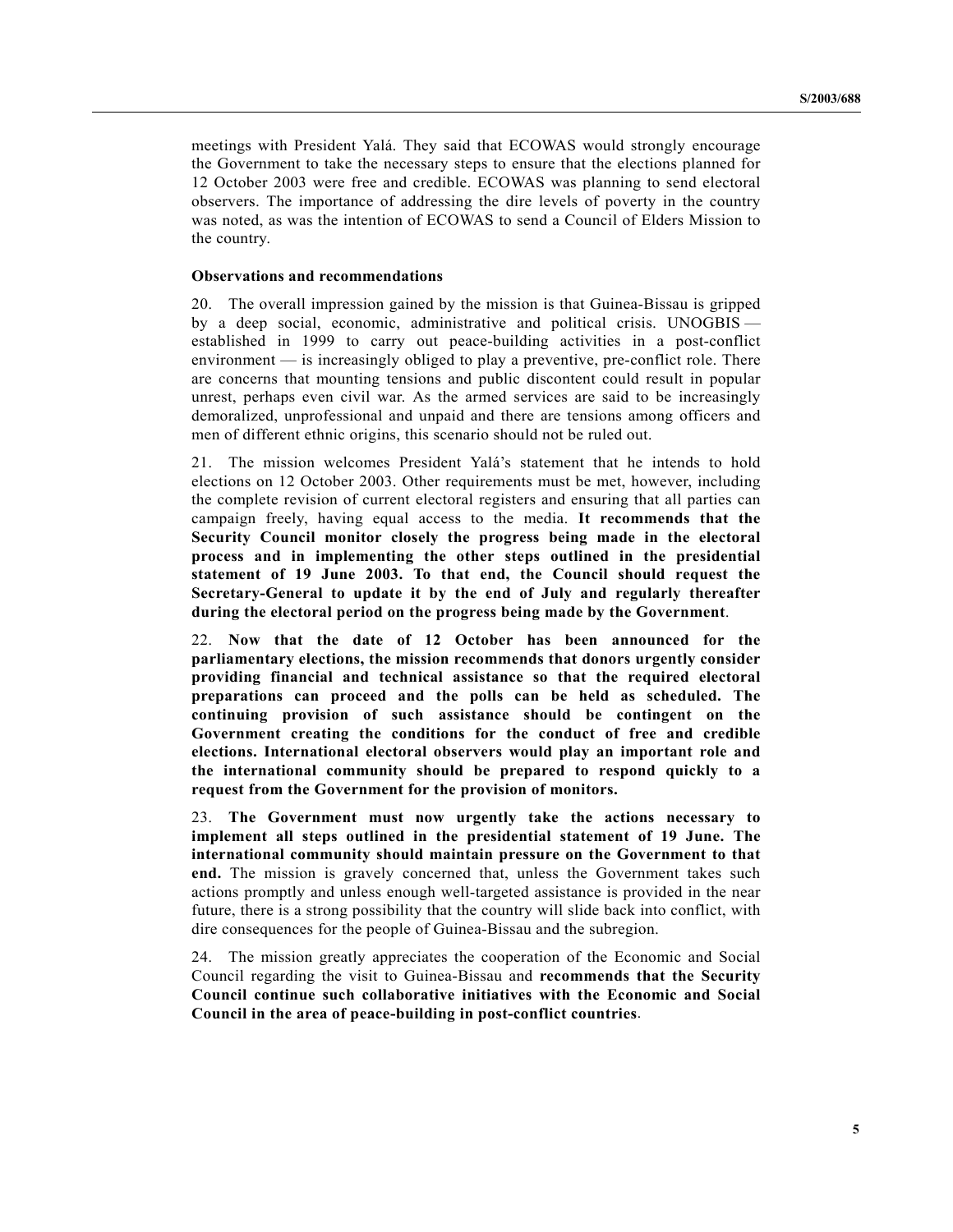meetings with President Yalá. They said that ECOWAS would strongly encourage the Government to take the necessary steps to ensure that the elections planned for 12 October 2003 were free and credible. ECOWAS was planning to send electoral observers. The importance of addressing the dire levels of poverty in the country was noted, as was the intention of ECOWAS to send a Council of Elders Mission to the country.

### Observations and recommendations

20. The overall impression gained by the mission is that Guinea-Bissau is gripped by a deep social, economic, administrative and political crisis. UNOGBIS — established in 1999 to carry out peace-building activities in a post-conflict environment — is increasingly obliged to play a preventive, pre-conflict role. There are concerns that mounting tensions and public discontent could result in popular unrest, perhaps even civil war. As the armed services are said to be increasingly demoralized, unprofessional and unpaid and there are tensions among officers and men of different ethnic origins, this scenario should not be ruled out.

21. The mission welcomes President Yalá's statement that he intends to hold elections on 12 October 2003. Other requirements must be met, however, including the complete revision of current electoral registers and ensuring that all parties can campaign freely, having equal access to the media. **It recommends that the Security Council monitor closely the progress being made in the electoral process and in implementing the other steps outlined in the presidential statement of 19 June 2003. To that end, the Council should request the Secretary-General to update it by the end of July and regularly thereafter during the electoral period on the progress being made by the Government**.

22. **Now that the date of 12 October has been announced for the parliamentary elections, the mission recommends that donors urgently consider providing financial and technical assistance so that the required electoral preparations can proceed and the polls can be held as scheduled. The continuing provision of such assistance should be contingent on the Government creating the conditions for the conduct of free and credible elections. International electoral observers would play an important role and the international community should be prepared to respond quickly to a request from the Government for the provision of monitors.**

23. **The Government must now urgently take the actions necessary to implement all steps outlined in the presidential statement of 19 June. The international community should maintain pressure on the Government to that end.** The mission is gravely concerned that, unless the Government takes such actions promptly and unless enough well-targeted assistance is provided in the near future, there is a strong possibility that the country will slide back into conflict, with dire consequences for the people of Guinea-Bissau and the subregion.

24. The mission greatly appreciates the cooperation of the Economic and Social Council regarding the visit to Guinea-Bissau and **recommends that the Security Council continue such collaborative initiatives with the Economic and Social Council in the area of peace-building in post-conflict countries**.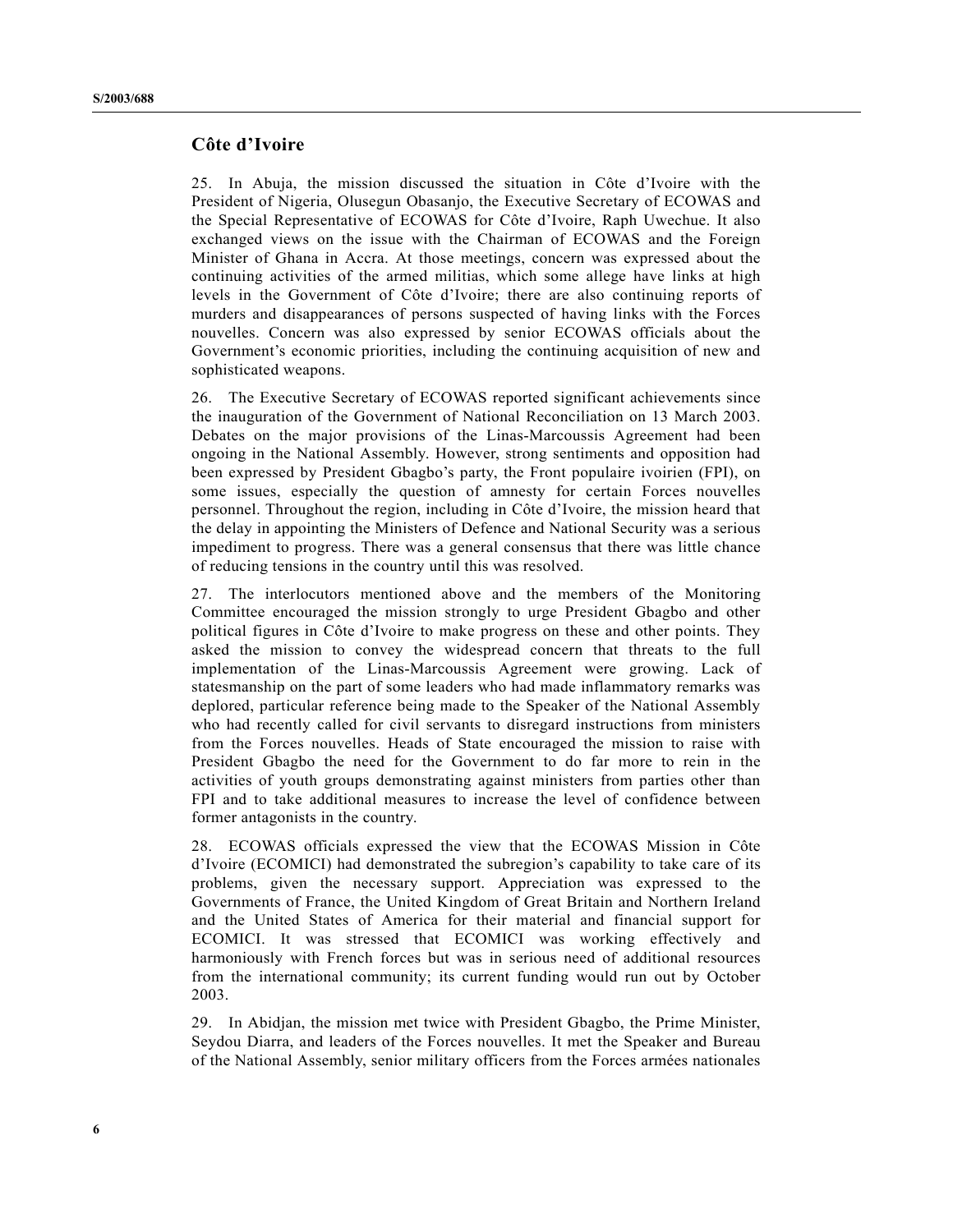## Côte d'Ivoire

25. In Abuja, the mission discussed the situation in Côte d'Ivoire with the President of Nigeria, Olusegun Obasanjo, the Executive Secretary of ECOWAS and the Special Representative of ECOWAS for Côte d'Ivoire, Raph Uwechue. It also exchanged views on the issue with the Chairman of ECOWAS and the Foreign Minister of Ghana in Accra. At those meetings, concern was expressed about the continuing activities of the armed militias, which some allege have links at high levels in the Government of Côte d'Ivoire; there are also continuing reports of murders and disappearances of persons suspected of having links with the Forces nouvelles. Concern was also expressed by senior ECOWAS officials about the Government's economic priorities, including the continuing acquisition of new and sophisticated weapons.

26. The Executive Secretary of ECOWAS reported significant achievements since the inauguration of the Government of National Reconciliation on 13 March 2003. Debates on the major provisions of the Linas-Marcoussis Agreement had been ongoing in the National Assembly. However, strong sentiments and opposition had been expressed by President Gbagbo's party, the Front populaire ivoirien (FPI), on some issues, especially the question of amnesty for certain Forces nouvelles personnel. Throughout the region, including in Côte d'Ivoire, the mission heard that the delay in appointing the Ministers of Defence and National Security was a serious impediment to progress. There was a general consensus that there was little chance of reducing tensions in the country until this was resolved.

27. The interlocutors mentioned above and the members of the Monitoring Committee encouraged the mission strongly to urge President Gbagbo and other political figures in Côte d'Ivoire to make progress on these and other points. They asked the mission to convey the widespread concern that threats to the full implementation of the Linas-Marcoussis Agreement were growing. Lack of statesmanship on the part of some leaders who had made inflammatory remarks was deplored, particular reference being made to the Speaker of the National Assembly who had recently called for civil servants to disregard instructions from ministers from the Forces nouvelles. Heads of State encouraged the mission to raise with President Gbagbo the need for the Government to do far more to rein in the activities of youth groups demonstrating against ministers from parties other than FPI and to take additional measures to increase the level of confidence between former antagonists in the country.

28. ECOWAS officials expressed the view that the ECOWAS Mission in Côte d'Ivoire (ECOMICI) had demonstrated the subregion's capability to take care of its problems, given the necessary support. Appreciation was expressed to the Governments of France, the United Kingdom of Great Britain and Northern Ireland and the United States of America for their material and financial support for ECOMICI. It was stressed that ECOMICI was working effectively and harmoniously with French forces but was in serious need of additional resources from the international community; its current funding would run out by October 2003.

29. In Abidjan, the mission met twice with President Gbagbo, the Prime Minister, Seydou Diarra, and leaders of the Forces nouvelles. It met the Speaker and Bureau of the National Assembly, senior military officers from the Forces armées nationales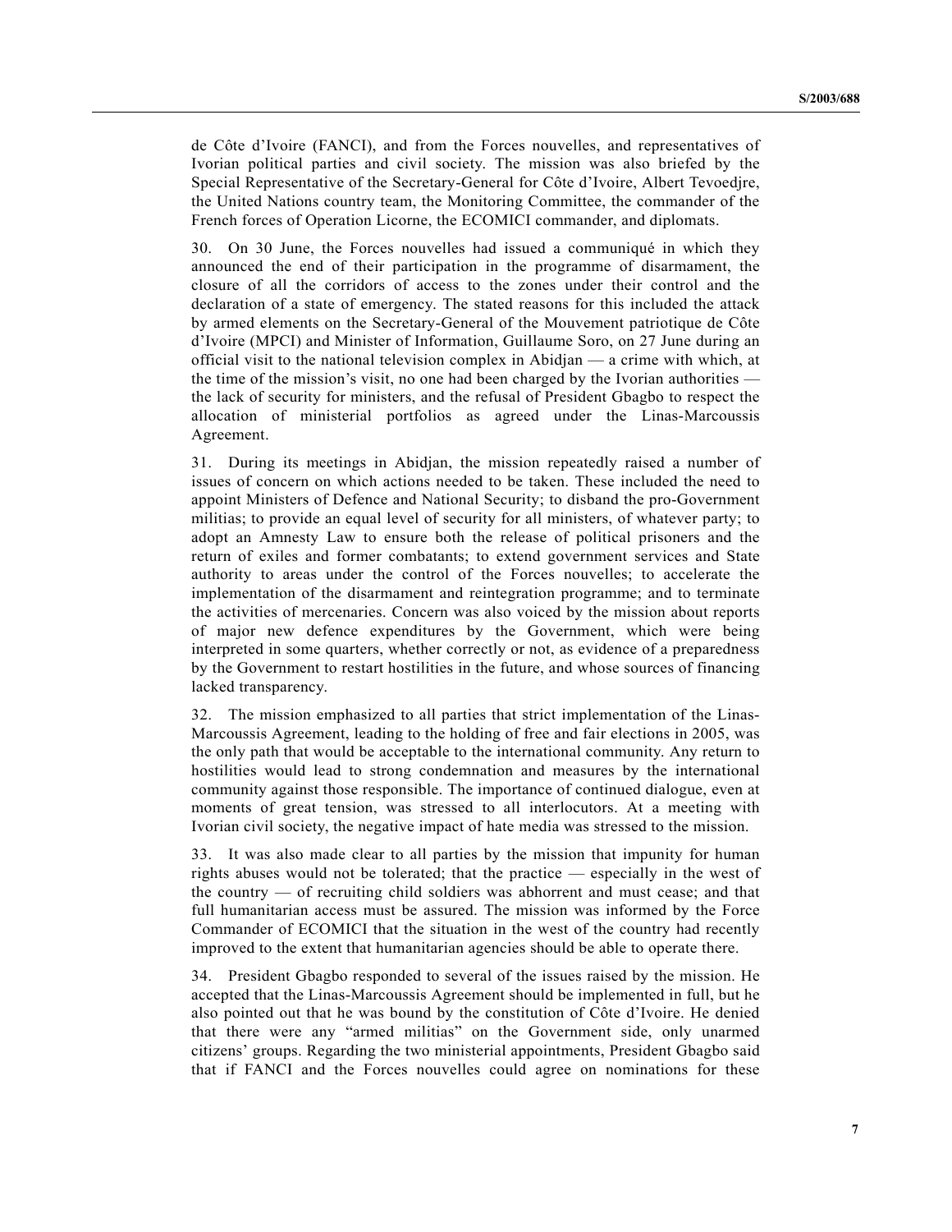de Côte d'Ivoire (FANCI), and from the Forces nouvelles, and representatives of Ivorian political parties and civil society. The mission was also briefed by the Special Representative of the Secretary-General for Côte d'Ivoire, Albert Tevoedjre, the United Nations country team, the Monitoring Committee, the commander of the French forces of Operation Licorne, the ECOMICI commander, and diplomats.

30. On 30 June, the Forces nouvelles had issued a communiqué in which they announced the end of their participation in the programme of disarmament, the closure of all the corridors of access to the zones under their control and the declaration of a state of emergency. The stated reasons for this included the attack by armed elements on the Secretary-General of the Mouvement patriotique de Côte d'Ivoire (MPCI) and Minister of Information, Guillaume Soro, on 27 June during an official visit to the national television complex in Abidjan — a crime with which, at the time of the mission's visit, no one had been charged by the Ivorian authorities — the lack of security for ministers, and the refusal of President Gbagbo to respect the allocation of ministerial portfolios as agreed under the Linas-Marcoussis Agreement.

31. During its meetings in Abidjan, the mission repeatedly raised a number of issues of concern on which actions needed to be taken. These included the need to appoint Ministers of Defence and National Security; to disband the pro-Government militias; to provide an equal level of security for all ministers, of whatever party; to adopt an Amnesty Law to ensure both the release of political prisoners and the return of exiles and former combatants; to extend government services and State authority to areas under the control of the Forces nouvelles; to accelerate the implementation of the disarmament and reintegration programme; and to terminate the activities of mercenaries. Concern was also voiced by the mission about reports of major new defence expenditures by the Government, which were being interpreted in some quarters, whether correctly or not, as evidence of a preparedness by the Government to restart hostilities in the future, and whose sources of financing lacked transparency.

32. The mission emphasized to all parties that strict implementation of the Linas-Marcoussis Agreement, leading to the holding of free and fair elections in 2005, was the only path that would be acceptable to the international community. Any return to hostilities would lead to strong condemnation and measures by the international community against those responsible. The importance of continued dialogue, even at moments of great tension, was stressed to all interlocutors. At a meeting with Ivorian civil society, the negative impact of hate media was stressed to the mission.

33. It was also made clear to all parties by the mission that impunity for human rights abuses would not be tolerated; that the practice — especially in the west of the country — of recruiting child soldiers was abhorrent and must cease; and that full humanitarian access must be assured. The mission was informed by the Force Commander of ECOMICI that the situation in the west of the country had recently improved to the extent that humanitarian agencies should be able to operate there.

34. President Gbagbo responded to several of the issues raised by the mission. He accepted that the Linas-Marcoussis Agreement should be implemented in full, but he also pointed out that he was bound by the constitution of Côte d'Ivoire. He denied that there were any "armed militias" on the Government side, only unarmed citizens' groups. Regarding the two ministerial appointments, President Gbagbo said that if FANCI and the Forces nouvelles could agree on nominations for these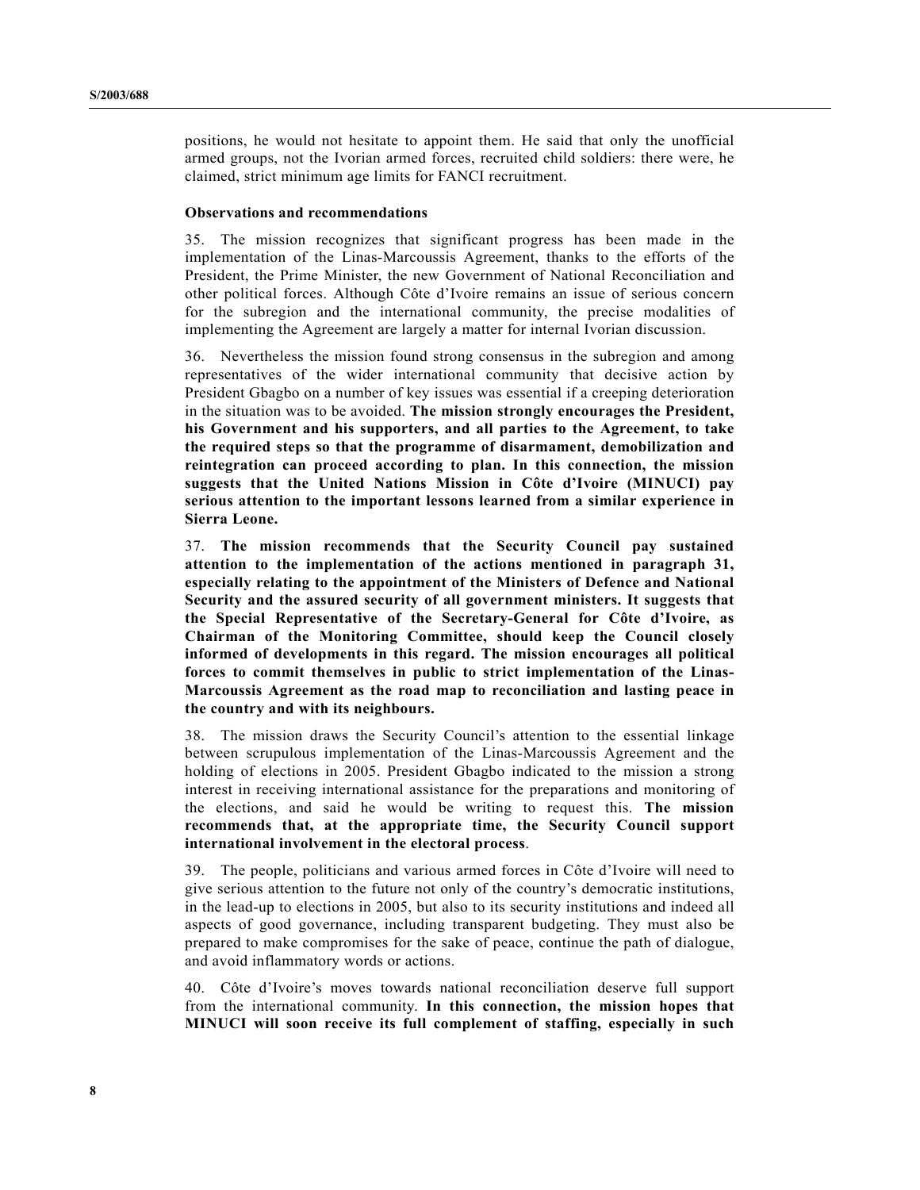positions, he would not hesitate to appoint them. He said that only the unofficial armed groups, not the Ivorian armed forces, recruited child soldiers: there were, he claimed, strict minimum age limits for FANCI recruitment.

**Observations and recommendations**

35. The mission recognizes that significant progress has been made in the implementation of the Linas-Marcoussis Agreement, thanks to the efforts of the President, the Prime Minister, the new Government of National Reconciliation and other political forces. Although Côte d'Ivoire remains an issue of serious concern for the subregion and the international community, the precise modalities of implementing the Agreement are largely a matter for internal Ivorian discussion.

36. Nevertheless the mission found strong consensus in the subregion and among representatives of the wider international community that decisive action by President Gbagbo on a number of key issues was essential if a creeping deterioration in the situation was to be avoided. **The mission strongly encourages the President, his Government and his supporters, and all parties to the Agreement, to take the required steps so that the programme of disarmament, demobilization and reintegration can proceed according to plan. In this connection, the mission suggests that the United Nations Mission in Côte d'Ivoire (MINUCI) pay serious attention to the important lessons learned from a similar experience in Sierra Leone.**

37. **The mission recommends that the Security Council pay sustained attention to the implementation of the actions mentioned in paragraph 31, especially relating to the appointment of the Ministers of Defence and National Security and the assured security of all government ministers. It suggests that the Special Representative of the Secretary-General for Côte d'Ivoire, as Chairman of the Monitoring Committee, should keep the Council closely informed of developments in this regard. The mission encourages all political forces to commit themselves in public to strict implementation of the Linas-Marcoussis Agreement as the road map to reconciliation and lasting peace in the country and with its neighbours.**

38. The mission draws the Security Council's attention to the essential linkage between scrupulous implementation of the Linas-Marcoussis Agreement and the holding of elections in 2005. President Gbagbo indicated to the mission a strong interest in receiving international assistance for the preparations and monitoring of the elections, and said he would be writing to request this. **The mission recommends that, at the appropriate time, the Security Council support international involvement in the electoral process**.

39. The people, politicians and various armed forces in Côte d'Ivoire will need to give serious attention to the future not only of the country's democratic institutions, in the lead-up to elections in 2005, but also to its security institutions and indeed all aspects of good governance, including transparent budgeting. They must also be prepared to make compromises for the sake of peace, continue the path of dialogue, and avoid inflammatory words or actions.

40. Côte d'Ivoire's moves towards national reconciliation deserve full support from the international community. **In this connection, the mission hopes that MINUCI will soon receive its full complement of staffing, especially in such**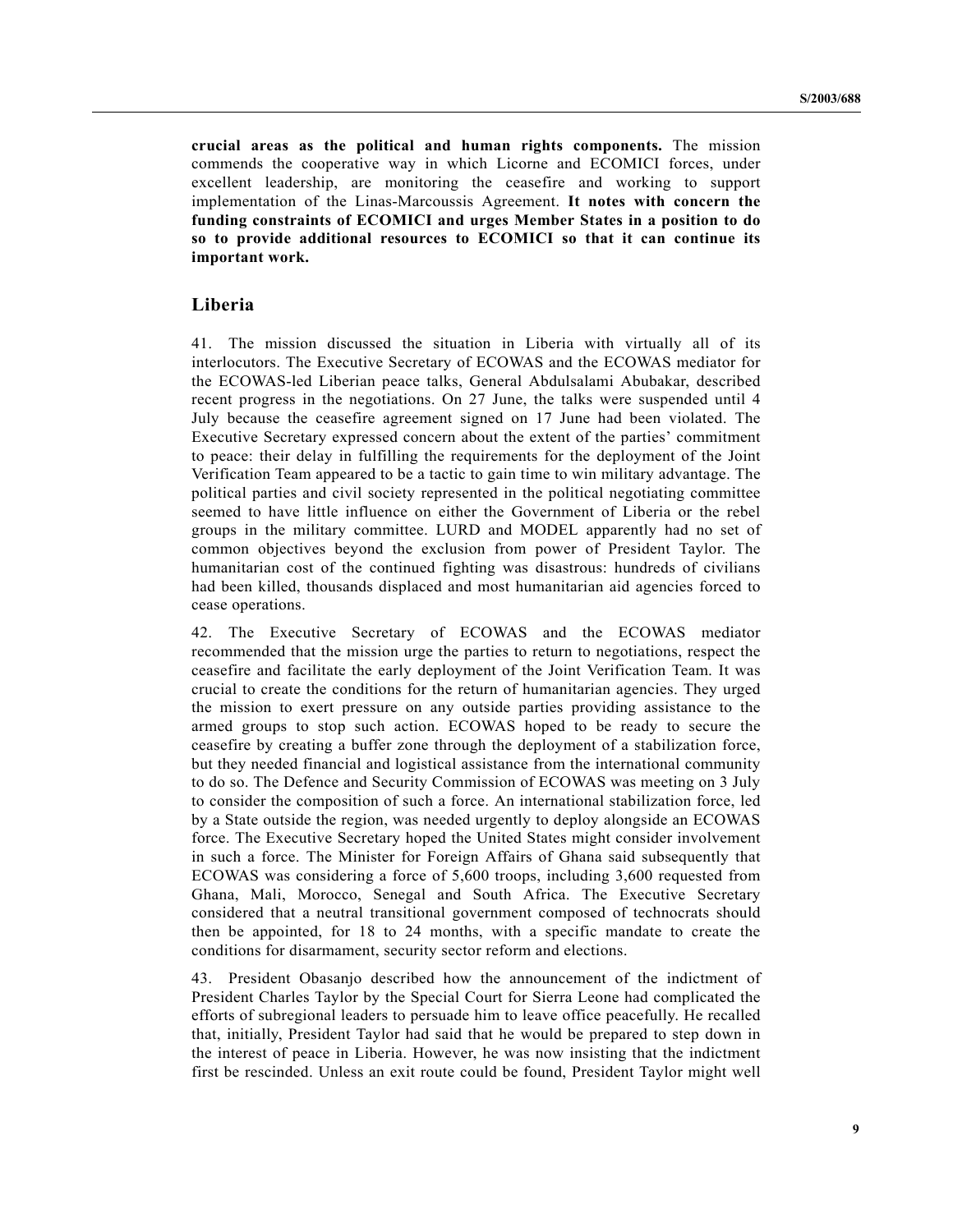**crucial areas as the political and human rights components.** The mission commends the cooperative way in which Licorne and ECOMICI forces, under excellent leadership, are monitoring the ceasefire and working to support implementation of the Linas-Marcoussis Agreement. **It notes with concern the funding constraints of ECOMICI and urges Member States in a position to do so to provide additional resources to ECOMICI so that it can continue its important work.**

## Liberia

41. The mission discussed the situation in Liberia with virtually all of its interlocutors. The Executive Secretary of ECOWAS and the ECOWAS mediator for the ECOWAS-led Liberian peace talks, General Abdulsalami Abubakar, described recent progress in the negotiations. On 27 June, the talks were suspended until 4 July because the ceasefire agreement signed on 17 June had been violated. The Executive Secretary expressed concern about the extent of the parties' commitment to peace: their delay in fulfilling the requirements for the deployment of the Joint Verification Team appeared to be a tactic to gain time to win military advantage. The political parties and civil society represented in the political negotiating committee seemed to have little influence on either the Government of Liberia or the rebel groups in the military committee. LURD and MODEL apparently had no set of common objectives beyond the exclusion from power of President Taylor. The humanitarian cost of the continued fighting was disastrous: hundreds of civilians had been killed, thousands displaced and most humanitarian aid agencies forced to cease operations.

42. The Executive Secretary of ECOWAS and the ECOWAS mediator recommended that the mission urge the parties to return to negotiations, respect the ceasefire and facilitate the early deployment of the Joint Verification Team. It was crucial to create the conditions for the return of humanitarian agencies. They urged the mission to exert pressure on any outside parties providing assistance to the armed groups to stop such action. ECOWAS hoped to be ready to secure the ceasefire by creating a buffer zone through the deployment of a stabilization force, but they needed financial and logistical assistance from the international community to do so. The Defence and Security Commission of ECOWAS was meeting on 3 July to consider the composition of such a force. An international stabilization force, led by a State outside the region, was needed urgently to deploy alongside an ECOWAS force. The Executive Secretary hoped the United States might consider involvement in such a force. The Minister for Foreign Affairs of Ghana said subsequently that ECOWAS was considering a force of 5,600 troops, including 3,600 requested from Ghana, Mali, Morocco, Senegal and South Africa. The Executive Secretary considered that a neutral transitional government composed of technocrats should then be appointed, for 18 to 24 months, with a specific mandate to create the conditions for disarmament, security sector reform and elections.

43. President Obasanjo described how the announcement of the indictment of President Charles Taylor by the Special Court for Sierra Leone had complicated the efforts of subregional leaders to persuade him to leave office peacefully. He recalled that, initially, President Taylor had said that he would be prepared to step down in the interest of peace in Liberia. However, he was now insisting that the indictment first be rescinded. Unless an exit route could be found, President Taylor might well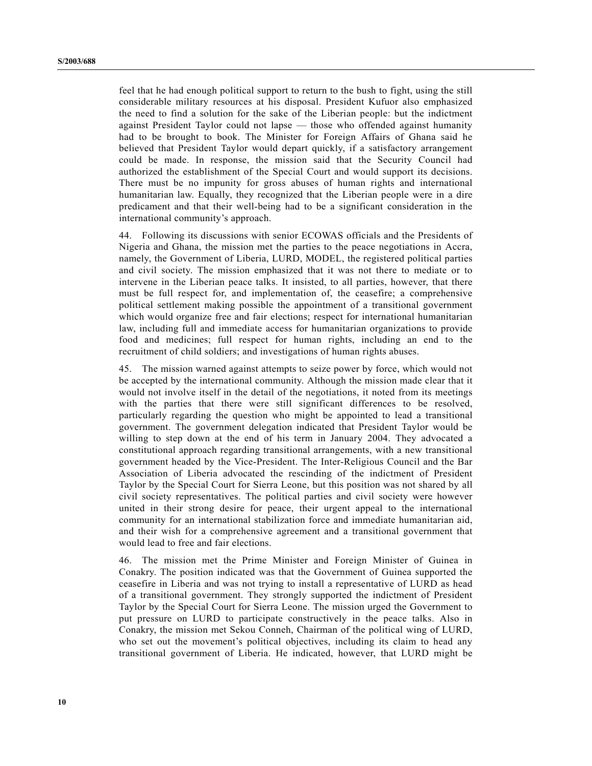feel that he had enough political support to return to the bush to fight, using the still considerable military resources at his disposal. President Kufuor also emphasized the need to find a solution for the sake of the Liberian people: but the indictment against President Taylor could not lapse — those who offended against humanity had to be brought to book. The Minister for Foreign Affairs of Ghana said he believed that President Taylor would depart quickly, if a satisfactory arrangement could be made. In response, the mission said that the Security Council had authorized the establishment of the Special Court and would support its decisions. There must be no impunity for gross abuses of human rights and international humanitarian law. Equally, they recognized that the Liberian people were in a dire predicament and that their well-being had to be a significant consideration in the international community's approach.

44. Following its discussions with senior ECOWAS officials and the Presidents of Nigeria and Ghana, the mission met the parties to the peace negotiations in Accra, namely, the Government of Liberia, LURD, MODEL, the registered political parties and civil society. The mission emphasized that it was not there to mediate or to intervene in the Liberian peace talks. It insisted, to all parties, however, that there must be full respect for, and implementation of, the ceasefire; a comprehensive political settlement making possible the appointment of a transitional government which would organize free and fair elections; respect for international humanitarian law, including full and immediate access for humanitarian organizations to provide food and medicines; full respect for human rights, including an end to the recruitment of child soldiers; and investigations of human rights abuses.

45. The mission warned against attempts to seize power by force, which would not be accepted by the international community. Although the mission made clear that it would not involve itself in the detail of the negotiations, it noted from its meetings with the parties that there were still significant differences to be resolved, particularly regarding the question who might be appointed to lead a transitional government. The government delegation indicated that President Taylor would be willing to step down at the end of his term in January 2004. They advocated a constitutional approach regarding transitional arrangements, with a new transitional government headed by the Vice-President. The Inter-Religious Council and the Bar Association of Liberia advocated the rescinding of the indictment of President Taylor by the Special Court for Sierra Leone, but this position was not shared by all civil society representatives. The political parties and civil society were however united in their strong desire for peace, their urgent appeal to the international community for an international stabilization force and immediate humanitarian aid, and their wish for a comprehensive agreement and a transitional government that would lead to free and fair elections.

46. The mission met the Prime Minister and Foreign Minister of Guinea in Conakry. The position indicated was that the Government of Guinea supported the ceasefire in Liberia and was not trying to install a representative of LURD as head of a transitional government. They strongly supported the indictment of President Taylor by the Special Court for Sierra Leone. The mission urged the Government to put pressure on LURD to participate constructively in the peace talks. Also in Conakry, the mission met Sekou Conneh, Chairman of the political wing of LURD, who set out the movement's political objectives, including its claim to head any transitional government of Liberia. He indicated, however, that LURD might be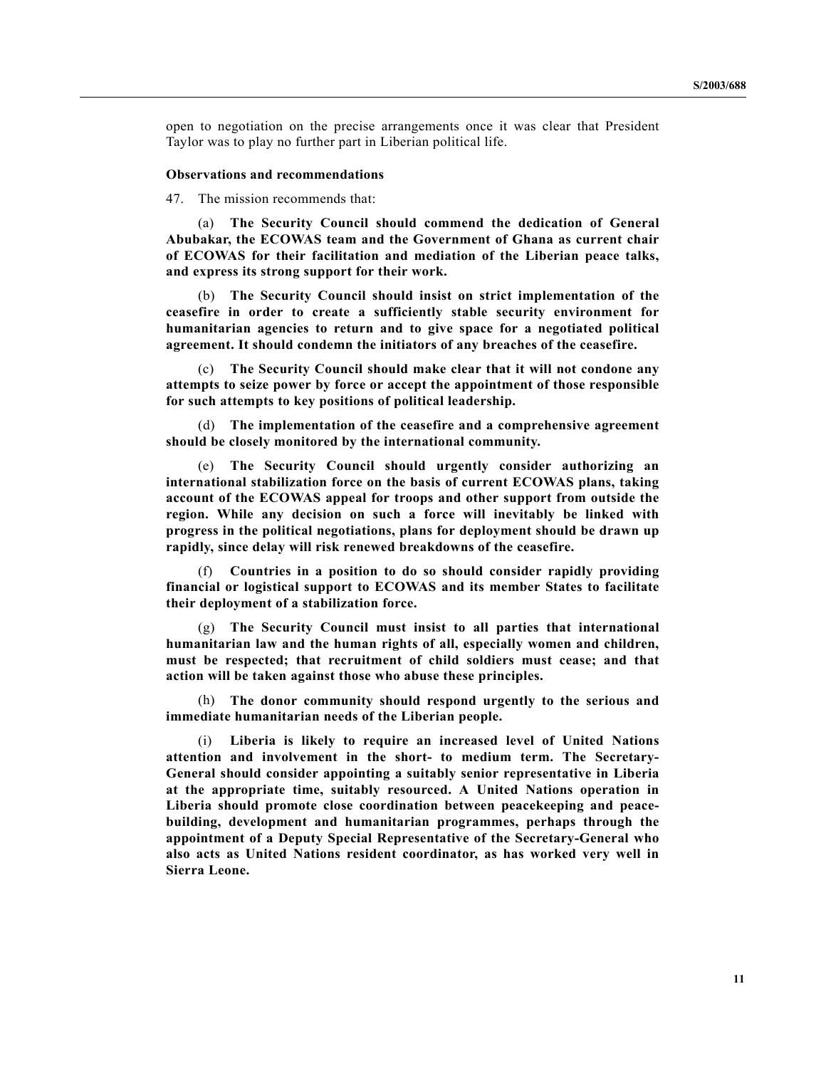open to negotiation on the precise arrangements once it was clear that President Taylor was to play no further part in Liberian political life.

**Observations and recommendations**

47. The mission recommends that:

(a) **The Security Council should commend the dedication of General Abubakar, the ECOWAS team and the Government of Ghana as current chair of ECOWAS for their facilitation and mediation of the Liberian peace talks, and express its strong support for their work.**

(b) **The Security Council should insist on strict implementation of the ceasefire in order to create a sufficiently stable security environment for humanitarian agencies to return and to give space for a negotiated political agreement. It should condemn the initiators of any breaches of the ceasefire.**

(c) **The Security Council should make clear that it will not condone any attempts to seize power by force or accept the appointment of those responsible for such attempts to key positions of political leadership.**

(d) **The implementation of the ceasefire and a comprehensive agreement should be closely monitored by the international community.**

(e) **The Security Council should urgently consider authorizing an international stabilization force on the basis of current ECOWAS plans, taking account of the ECOWAS appeal for troops and other support from outside the region. While any decision on such a force will inevitably be linked with progress in the political negotiations, plans for deployment should be drawn up rapidly, since delay will risk renewed breakdowns of the ceasefire.**

(f) **Countries in a position to do so should consider rapidly providing financial or logistical support to ECOWAS and its member States to facilitate their deployment of a stabilization force.**

(g) **The Security Council must insist to all parties that international humanitarian law and the human rights of all, especially women and children, must be respected; that recruitment of child soldiers must cease; and that action will be taken against those who abuse these principles.**

(h) **The donor community should respond urgently to the serious and immediate humanitarian needs of the Liberian people.**

(i) **Liberia is likely to require an increased level of United Nations attention and involvement in the short- to medium term. The Secretary-General should consider appointing a suitably senior representative in Liberia at the appropriate time, suitably resourced. A United Nations operation in Liberia should promote close coordination between peacekeeping and peace-building, development and humanitarian programmes, perhaps through the appointment of a Deputy Special Representative of the Secretary-General who also acts as United Nations resident coordinator, as has worked very well in Sierra Leone.**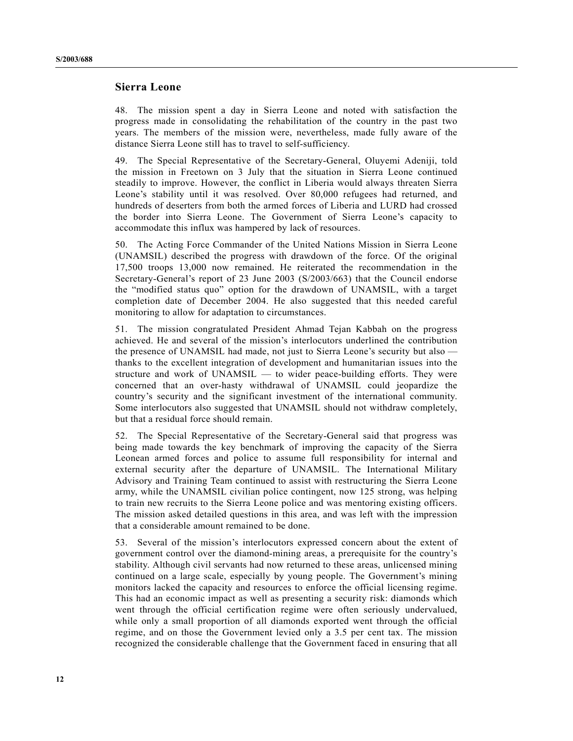## Sierra Leone

48. The mission spent a day in Sierra Leone and noted with satisfaction the progress made in consolidating the rehabilitation of the country in the past two years. The members of the mission were, nevertheless, made fully aware of the distance Sierra Leone still has to travel to self-sufficiency.

49. The Special Representative of the Secretary-General, Oluyemi Adeniji, told the mission in Freetown on 3 July that the situation in Sierra Leone continued steadily to improve. However, the conflict in Liberia would always threaten Sierra Leone's stability until it was resolved. Over 80,000 refugees had returned, and hundreds of deserters from both the armed forces of Liberia and LURD had crossed the border into Sierra Leone. The Government of Sierra Leone's capacity to accommodate this influx was hampered by lack of resources.

50. The Acting Force Commander of the United Nations Mission in Sierra Leone (UNAMSIL) described the progress with drawdown of the force. Of the original 17,500 troops 13,000 now remained. He reiterated the recommendation in the Secretary-General's report of 23 June 2003 (S/2003/663) that the Council endorse the "modified status quo" option for the drawdown of UNAMSIL, with a target completion date of December 2004. He also suggested that this needed careful monitoring to allow for adaptation to circumstances.

51. The mission congratulated President Ahmad Tejan Kabbah on the progress achieved. He and several of the mission's interlocutors underlined the contribution the presence of UNAMSIL had made, not just to Sierra Leone's security but also — thanks to the excellent integration of development and humanitarian issues into the structure and work of UNAMSIL — to wider peace-building efforts. They were concerned that an over-hasty withdrawal of UNAMSIL could jeopardize the country's security and the significant investment of the international community. Some interlocutors also suggested that UNAMSIL should not withdraw completely, but that a residual force should remain.

52. The Special Representative of the Secretary-General said that progress was being made towards the key benchmark of improving the capacity of the Sierra Leonean armed forces and police to assume full responsibility for internal and external security after the departure of UNAMSIL. The International Military Advisory and Training Team continued to assist with restructuring the Sierra Leone army, while the UNAMSIL civilian police contingent, now 125 strong, was helping to train new recruits to the Sierra Leone police and was mentoring existing officers. The mission asked detailed questions in this area, and was left with the impression that a considerable amount remained to be done.

53. Several of the mission's interlocutors expressed concern about the extent of government control over the diamond-mining areas, a prerequisite for the country's stability. Although civil servants had now returned to these areas, unlicensed mining continued on a large scale, especially by young people. The Government's mining monitors lacked the capacity and resources to enforce the official licensing regime. This had an economic impact as well as presenting a security risk: diamonds which went through the official certification regime were often seriously undervalued, while only a small proportion of all diamonds exported went through the official regime, and on those the Government levied only a 3.5 per cent tax. The mission recognized the considerable challenge that the Government faced in ensuring that all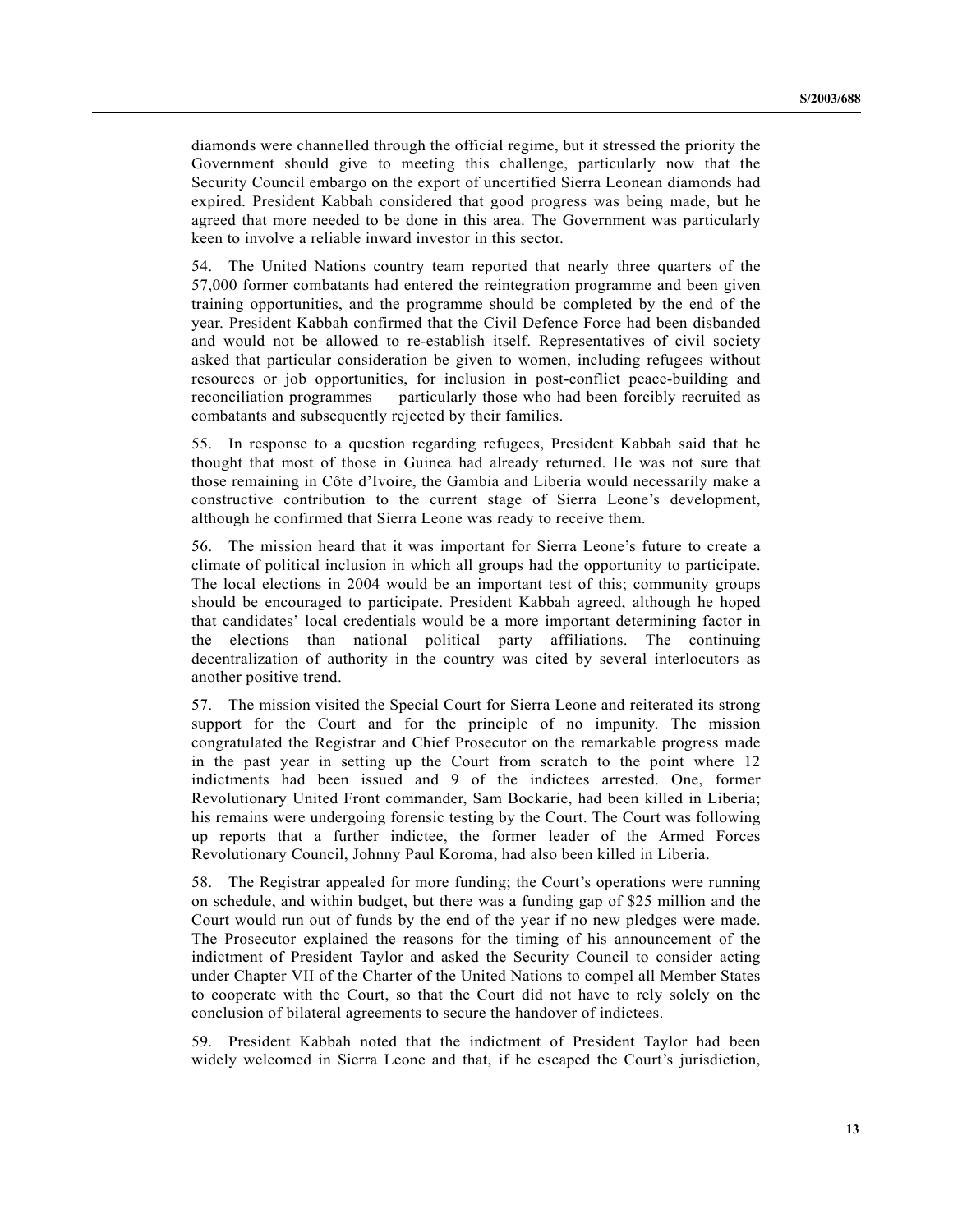diamonds were channelled through the official regime, but it stressed the priority the Government should give to meeting this challenge, particularly now that the Security Council embargo on the export of uncertified Sierra Leonean diamonds had expired. President Kabbah considered that good progress was being made, but he agreed that more needed to be done in this area. The Government was particularly keen to involve a reliable inward investor in this sector.

54. The United Nations country team reported that nearly three quarters of the 57,000 former combatants had entered the reintegration programme and been given training opportunities, and the programme should be completed by the end of the year. President Kabbah confirmed that the Civil Defence Force had been disbanded and would not be allowed to re-establish itself. Representatives of civil society asked that particular consideration be given to women, including refugees without resources or job opportunities, for inclusion in post-conflict peace-building and reconciliation programmes — particularly those who had been forcibly recruited as combatants and subsequently rejected by their families.

55. In response to a question regarding refugees, President Kabbah said that he thought that most of those in Guinea had already returned. He was not sure that those remaining in Côte d'Ivoire, the Gambia and Liberia would necessarily make a constructive contribution to the current stage of Sierra Leone's development, although he confirmed that Sierra Leone was ready to receive them.

56. The mission heard that it was important for Sierra Leone's future to create a climate of political inclusion in which all groups had the opportunity to participate. The local elections in 2004 would be an important test of this; community groups should be encouraged to participate. President Kabbah agreed, although he hoped that candidates' local credentials would be a more important determining factor in the elections than national political party affiliations. The continuing decentralization of authority in the country was cited by several interlocutors as another positive trend.

57. The mission visited the Special Court for Sierra Leone and reiterated its strong support for the Court and for the principle of no impunity. The mission congratulated the Registrar and Chief Prosecutor on the remarkable progress made in the past year in setting up the Court from scratch to the point where 12 indictments had been issued and 9 of the indictees arrested. One, former Revolutionary United Front commander, Sam Bockarie, had been killed in Liberia; his remains were undergoing forensic testing by the Court. The Court was following up reports that a further indictee, the former leader of the Armed Forces Revolutionary Council, Johnny Paul Koroma, had also been killed in Liberia.

58. The Registrar appealed for more funding; the Court's operations were running on schedule, and within budget, but there was a funding gap of $25 million and the Court would run out of funds by the end of the year if no new pledges were made. The Prosecutor explained the reasons for the timing of his announcement of the indictment of President Taylor and asked the Security Council to consider acting under Chapter VII of the Charter of the United Nations to compel all Member States to cooperate with the Court, so that the Court did not have to rely solely on the conclusion of bilateral agreements to secure the handover of indictees.

59. President Kabbah noted that the indictment of President Taylor had been widely welcomed in Sierra Leone and that, if he escaped the Court's jurisdiction,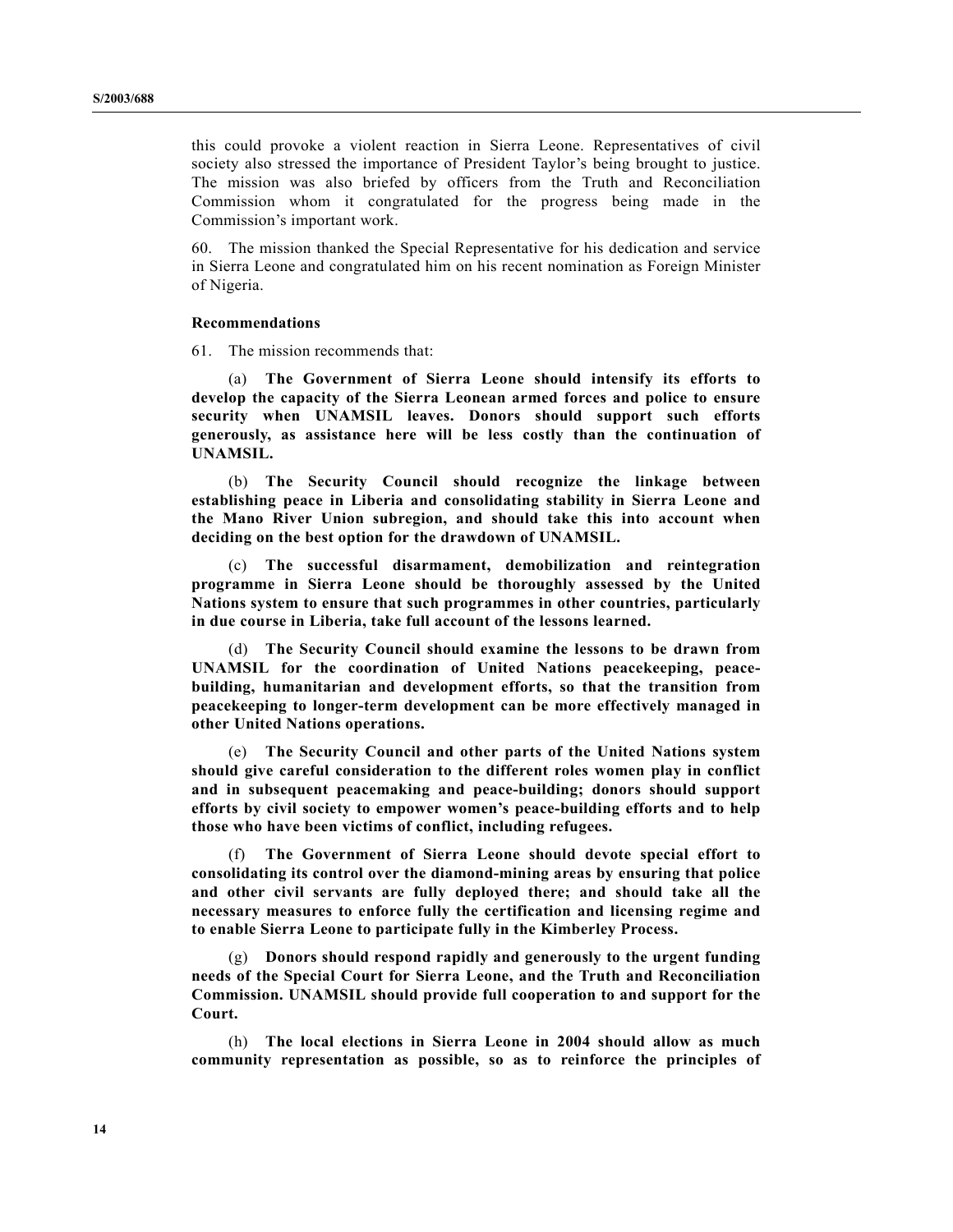this could provoke a violent reaction in Sierra Leone. Representatives of civil society also stressed the importance of President Taylor's being brought to justice. The mission was also briefed by officers from the Truth and Reconciliation Commission whom it congratulated for the progress being made in the Commission's important work.

60. The mission thanked the Special Representative for his dedication and service in Sierra Leone and congratulated him on his recent nomination as Foreign Minister of Nigeria.

**Recommendations**

61. The mission recommends that:

(a) **The Government of Sierra Leone should intensify its efforts to develop the capacity of the Sierra Leonean armed forces and police to ensure security when UNAMSIL leaves. Donors should support such efforts generously, as assistance here will be less costly than the continuation of UNAMSIL.**

(b) **The Security Council should recognize the linkage between establishing peace in Liberia and consolidating stability in Sierra Leone and the Mano River Union subregion, and should take this into account when deciding on the best option for the drawdown of UNAMSIL.**

(c) **The successful disarmament, demobilization and reintegration programme in Sierra Leone should be thoroughly assessed by the United Nations system to ensure that such programmes in other countries, particularly in due course in Liberia, take full account of the lessons learned.**

(d) **The Security Council should examine the lessons to be drawn from UNAMSIL for the coordination of United Nations peacekeeping, peace-building, humanitarian and development efforts, so that the transition from peacekeeping to longer-term development can be more effectively managed in other United Nations operations.**

(e) **The Security Council and other parts of the United Nations system should give careful consideration to the different roles women play in conflict and in subsequent peacemaking and peace-building; donors should support efforts by civil society to empower women's peace-building efforts and to help those who have been victims of conflict, including refugees.**

(f) **The Government of Sierra Leone should devote special effort to consolidating its control over the diamond-mining areas by ensuring that police and other civil servants are fully deployed there; and should take all the necessary measures to enforce fully the certification and licensing regime and to enable Sierra Leone to participate fully in the Kimberley Process.**

(g) **Donors should respond rapidly and generously to the urgent funding needs of the Special Court for Sierra Leone, and the Truth and Reconciliation Commission. UNAMSIL should provide full cooperation to and support for the Court.**

(h) **The local elections in Sierra Leone in 2004 should allow as much community representation as possible, so as to reinforce the principles of**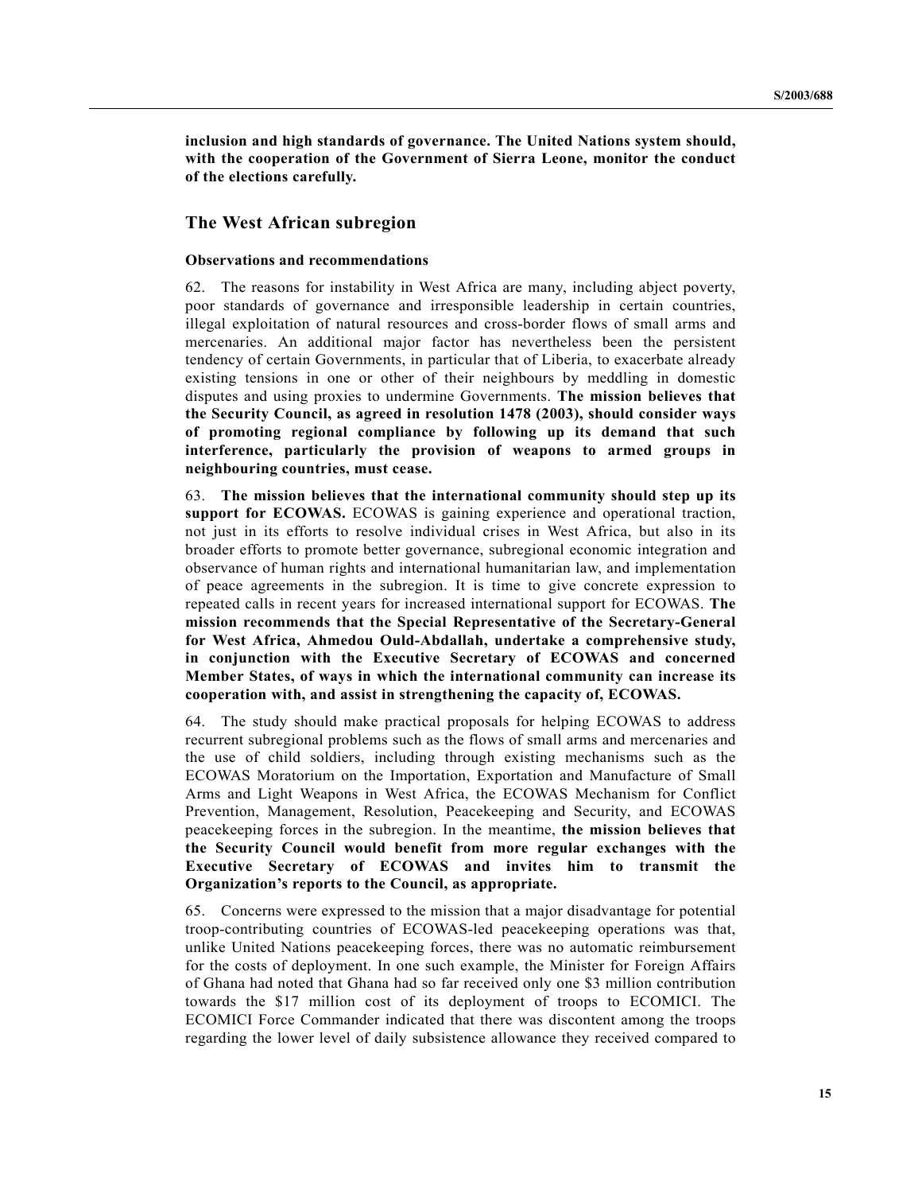**inclusion and high standards of governance. The United Nations system should, with the cooperation of the Government of Sierra Leone, monitor the conduct of the elections carefully.**

## The West African subregion

### Observations and recommendations

62. The reasons for instability in West Africa are many, including abject poverty, poor standards of governance and irresponsible leadership in certain countries, illegal exploitation of natural resources and cross-border flows of small arms and mercenaries. An additional major factor has nevertheless been the persistent tendency of certain Governments, in particular that of Liberia, to exacerbate already existing tensions in one or other of their neighbours by meddling in domestic disputes and using proxies to undermine Governments. **The mission believes that the Security Council, as agreed in resolution 1478 (2003), should consider ways of promoting regional compliance by following up its demand that such interference, particularly the provision of weapons to armed groups in neighbouring countries, must cease.**

63. **The mission believes that the international community should step up its support for ECOWAS.** ECOWAS is gaining experience and operational traction, not just in its efforts to resolve individual crises in West Africa, but also in its broader efforts to promote better governance, subregional economic integration and observance of human rights and international humanitarian law, and implementation of peace agreements in the subregion. It is time to give concrete expression to repeated calls in recent years for increased international support for ECOWAS. **The mission recommends that the Special Representative of the Secretary-General for West Africa, Ahmedou Ould-Abdallah, undertake a comprehensive study, in conjunction with the Executive Secretary of ECOWAS and concerned Member States, of ways in which the international community can increase its cooperation with, and assist in strengthening the capacity of, ECOWAS.**

64. The study should make practical proposals for helping ECOWAS to address recurrent subregional problems such as the flows of small arms and mercenaries and the use of child soldiers, including through existing mechanisms such as the ECOWAS Moratorium on the Importation, Exportation and Manufacture of Small Arms and Light Weapons in West Africa, the ECOWAS Mechanism for Conflict Prevention, Management, Resolution, Peacekeeping and Security, and ECOWAS peacekeeping forces in the subregion. In the meantime, **the mission believes that the Security Council would benefit from more regular exchanges with the Executive Secretary of ECOWAS and invites him to transmit the Organization's reports to the Council, as appropriate.**

65. Concerns were expressed to the mission that a major disadvantage for potential troop-contributing countries of ECOWAS-led peacekeeping operations was that, unlike United Nations peacekeeping forces, there was no automatic reimbursement for the costs of deployment. In one such example, the Minister for Foreign Affairs of Ghana had noted that Ghana had so far received only one $3 million contribution towards the $17 million cost of its deployment of troops to ECOMICI. The ECOMICI Force Commander indicated that there was discontent among the troops regarding the lower level of daily subsistence allowance they received compared to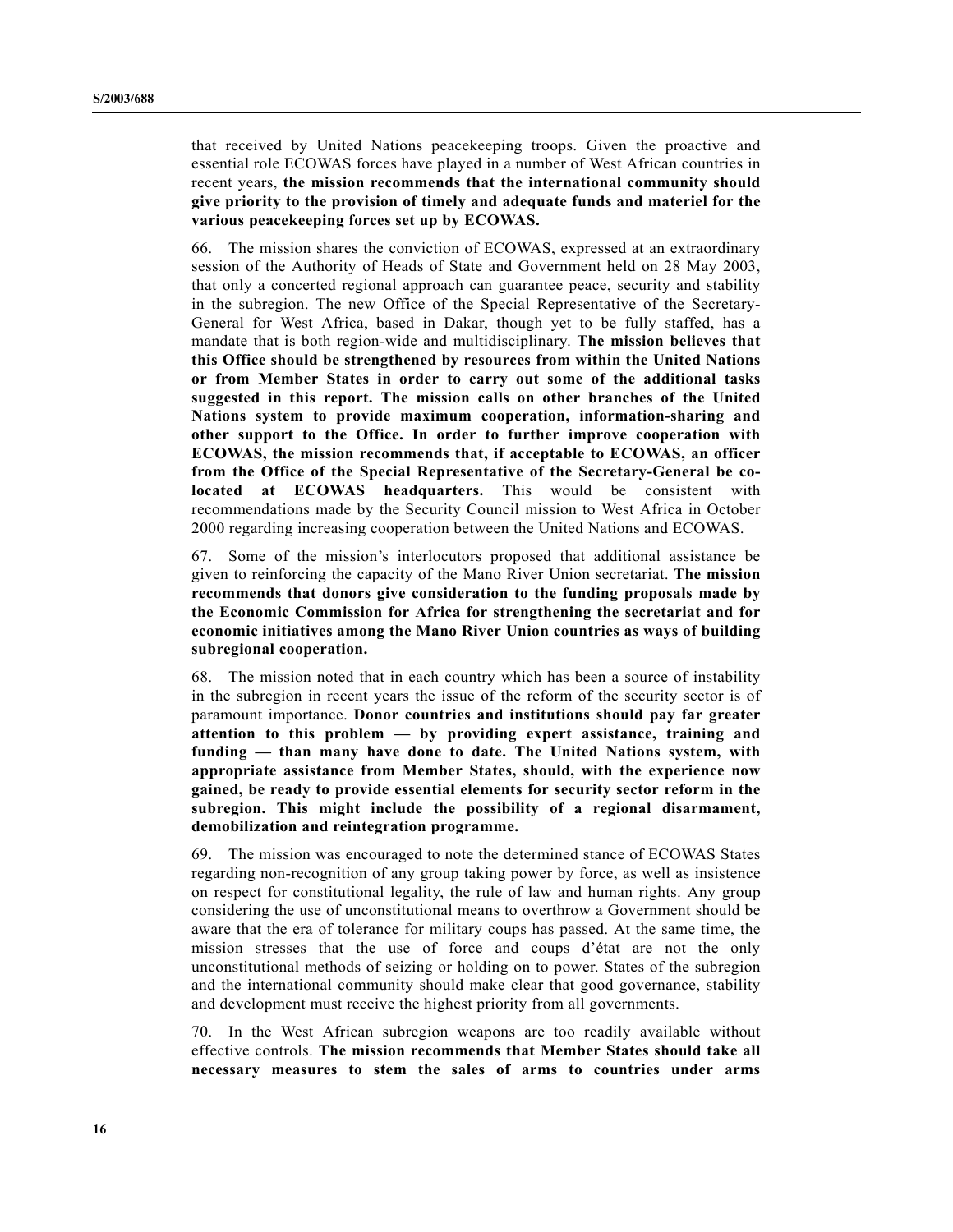that received by United Nations peacekeeping troops. Given the proactive and essential role ECOWAS forces have played in a number of West African countries in recent years, **the mission recommends that the international community should give priority to the provision of timely and adequate funds and materiel for the various peacekeeping forces set up by ECOWAS.**

66. The mission shares the conviction of ECOWAS, expressed at an extraordinary session of the Authority of Heads of State and Government held on 28 May 2003, that only a concerted regional approach can guarantee peace, security and stability in the subregion. The new Office of the Special Representative of the Secretary-General for West Africa, based in Dakar, though yet to be fully staffed, has a mandate that is both region-wide and multidisciplinary. **The mission believes that this Office should be strengthened by resources from within the United Nations or from Member States in order to carry out some of the additional tasks suggested in this report. The mission calls on other branches of the United Nations system to provide maximum cooperation, information-sharing and other support to the Office. In order to further improve cooperation with ECOWAS, the mission recommends that, if acceptable to ECOWAS, an officer from the Office of the Special Representative of the Secretary-General be co-located at ECOWAS headquarters.** This would be consistent with recommendations made by the Security Council mission to West Africa in October 2000 regarding increasing cooperation between the United Nations and ECOWAS.

67. Some of the mission's interlocutors proposed that additional assistance be given to reinforcing the capacity of the Mano River Union secretariat. **The mission recommends that donors give consideration to the funding proposals made by the Economic Commission for Africa for strengthening the secretariat and for economic initiatives among the Mano River Union countries as ways of building subregional cooperation.**

68. The mission noted that in each country which has been a source of instability in the subregion in recent years the issue of the reform of the security sector is of paramount importance. **Donor countries and institutions should pay far greater attention to this problem — by providing expert assistance, training and funding — than many have done to date. The United Nations system, with appropriate assistance from Member States, should, with the experience now gained, be ready to provide essential elements for security sector reform in the subregion. This might include the possibility of a regional disarmament, demobilization and reintegration programme.**

69. The mission was encouraged to note the determined stance of ECOWAS States regarding non-recognition of any group taking power by force, as well as insistence on respect for constitutional legality, the rule of law and human rights. Any group considering the use of unconstitutional means to overthrow a Government should be aware that the era of tolerance for military coups has passed. At the same time, the mission stresses that the use of force and coups d'état are not the only unconstitutional methods of seizing or holding on to power. States of the subregion and the international community should make clear that good governance, stability and development must receive the highest priority from all governments.

70. In the West African subregion weapons are too readily available without effective controls. **The mission recommends that Member States should take all necessary measures to stem the sales of arms to countries under arms**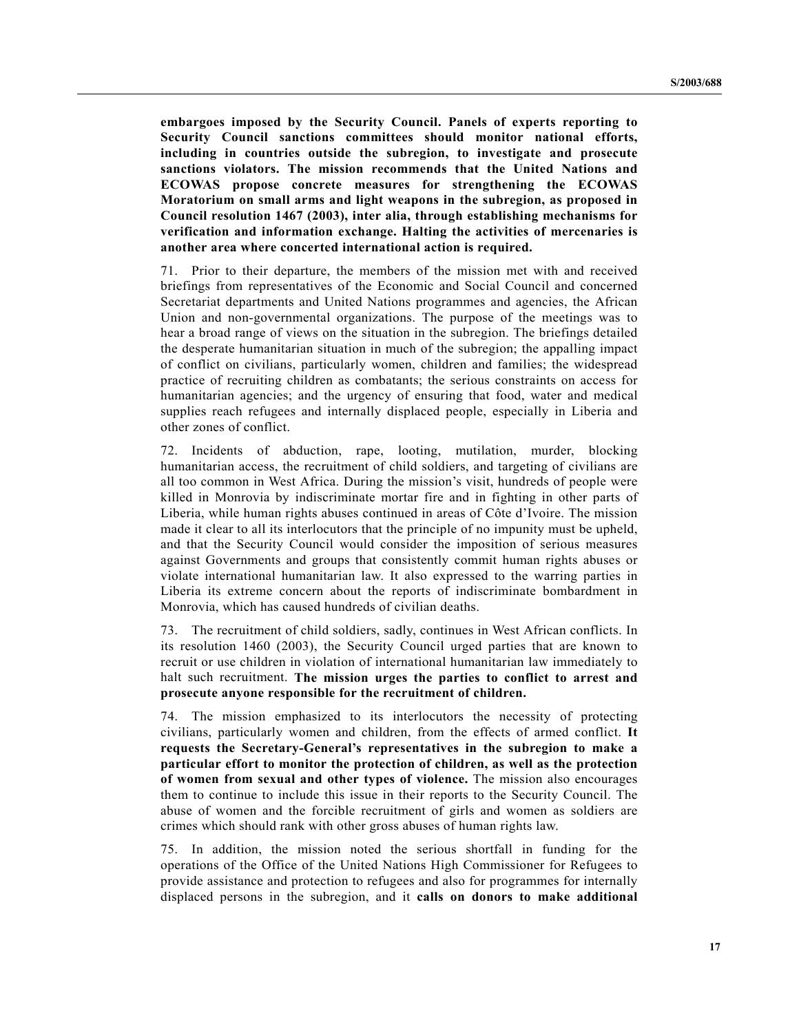**embargoes imposed by the Security Council. Panels of experts reporting to Security Council sanctions committees should monitor national efforts, including in countries outside the subregion, to investigate and prosecute sanctions violators. The mission recommends that the United Nations and ECOWAS propose concrete measures for strengthening the ECOWAS Moratorium on small arms and light weapons in the subregion, as proposed in Council resolution 1467 (2003), inter alia, through establishing mechanisms for verification and information exchange. Halting the activities of mercenaries is another area where concerted international action is required.**

71. Prior to their departure, the members of the mission met with and received briefings from representatives of the Economic and Social Council and concerned Secretariat departments and United Nations programmes and agencies, the African Union and non-governmental organizations. The purpose of the meetings was to hear a broad range of views on the situation in the subregion. The briefings detailed the desperate humanitarian situation in much of the subregion; the appalling impact of conflict on civilians, particularly women, children and families; the widespread practice of recruiting children as combatants; the serious constraints on access for humanitarian agencies; and the urgency of ensuring that food, water and medical supplies reach refugees and internally displaced people, especially in Liberia and other zones of conflict.

72. Incidents of abduction, rape, looting, mutilation, murder, blocking humanitarian access, the recruitment of child soldiers, and targeting of civilians are all too common in West Africa. During the mission's visit, hundreds of people were killed in Monrovia by indiscriminate mortar fire and in fighting in other parts of Liberia, while human rights abuses continued in areas of Côte d'Ivoire. The mission made it clear to all its interlocutors that the principle of no impunity must be upheld, and that the Security Council would consider the imposition of serious measures against Governments and groups that consistently commit human rights abuses or violate international humanitarian law. It also expressed to the warring parties in Liberia its extreme concern about the reports of indiscriminate bombardment in Monrovia, which has caused hundreds of civilian deaths.

73. The recruitment of child soldiers, sadly, continues in West African conflicts. In its resolution 1460 (2003), the Security Council urged parties that are known to recruit or use children in violation of international humanitarian law immediately to halt such recruitment. **The mission urges the parties to conflict to arrest and prosecute anyone responsible for the recruitment of children.**

74. The mission emphasized to its interlocutors the necessity of protecting civilians, particularly women and children, from the effects of armed conflict. **It requests the Secretary-General's representatives in the subregion to make a particular effort to monitor the protection of children, as well as the protection of women from sexual and other types of violence.** The mission also encourages them to continue to include this issue in their reports to the Security Council. The abuse of women and the forcible recruitment of girls and women as soldiers are crimes which should rank with other gross abuses of human rights law.

75. In addition, the mission noted the serious shortfall in funding for the operations of the Office of the United Nations High Commissioner for Refugees to provide assistance and protection to refugees and also for programmes for internally displaced persons in the subregion, and it **calls on donors to make additional**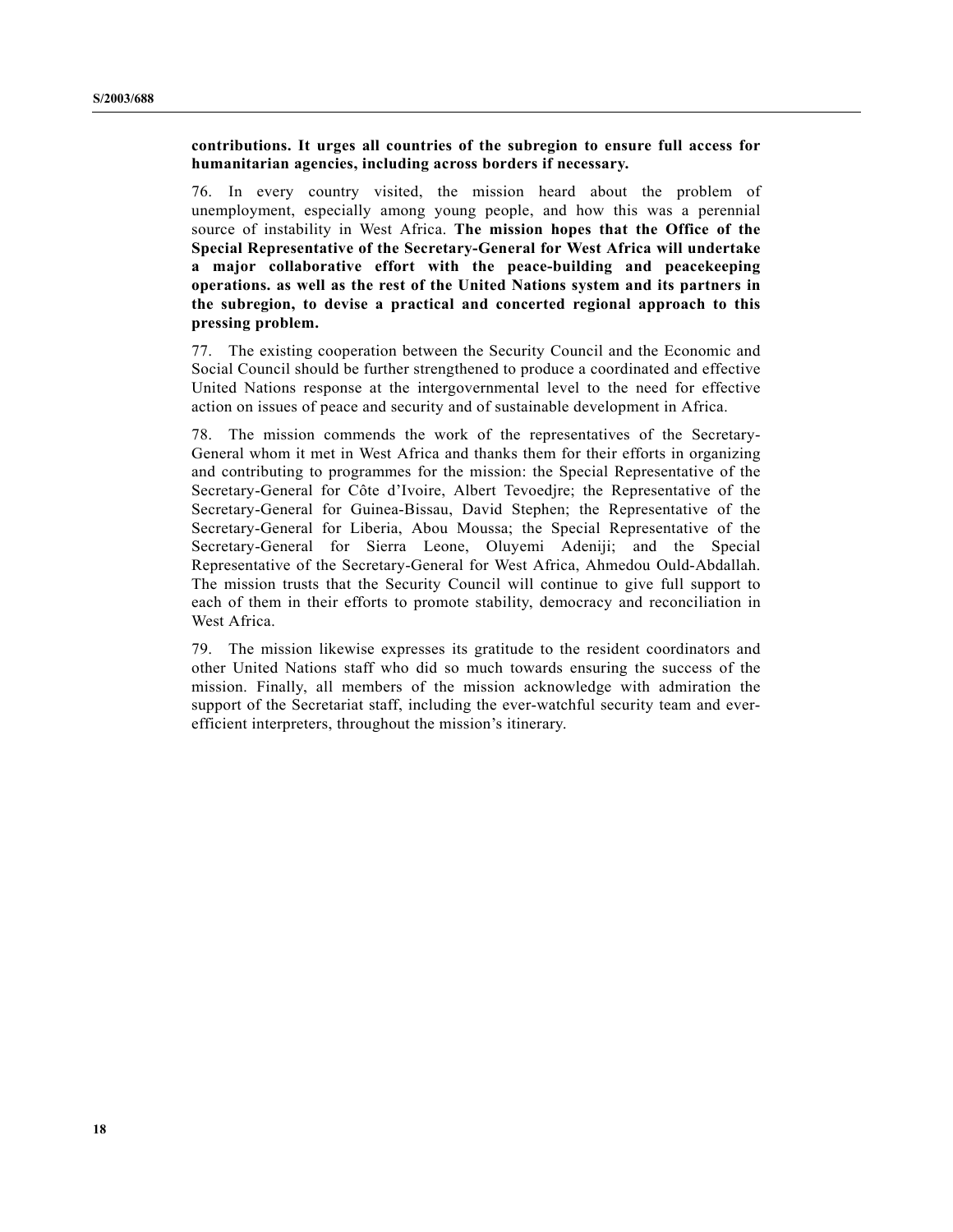**contributions. It urges all countries of the subregion to ensure full access for humanitarian agencies, including across borders if necessary.**

76. In every country visited, the mission heard about the problem of unemployment, especially among young people, and how this was a perennial source of instability in West Africa. **The mission hopes that the Office of the Special Representative of the Secretary-General for West Africa will undertake a major collaborative effort with the peace-building and peacekeeping operations. as well as the rest of the United Nations system and its partners in the subregion, to devise a practical and concerted regional approach to this pressing problem.**

77. The existing cooperation between the Security Council and the Economic and Social Council should be further strengthened to produce a coordinated and effective United Nations response at the intergovernmental level to the need for effective action on issues of peace and security and of sustainable development in Africa.

78. The mission commends the work of the representatives of the Secretary-General whom it met in West Africa and thanks them for their efforts in organizing and contributing to programmes for the mission: the Special Representative of the Secretary-General for Côte d'Ivoire, Albert Tevoedjre; the Representative of the Secretary-General for Guinea-Bissau, David Stephen; the Representative of the Secretary-General for Liberia, Abou Moussa; the Special Representative of the Secretary-General for Sierra Leone, Oluyemi Adeniji; and the Special Representative of the Secretary-General for West Africa, Ahmedou Ould-Abdallah. The mission trusts that the Security Council will continue to give full support to each of them in their efforts to promote stability, democracy and reconciliation in West Africa.

79. The mission likewise expresses its gratitude to the resident coordinators and other United Nations staff who did so much towards ensuring the success of the mission. Finally, all members of the mission acknowledge with admiration the support of the Secretariat staff, including the ever-watchful security team and ever-efficient interpreters, throughout the mission's itinerary.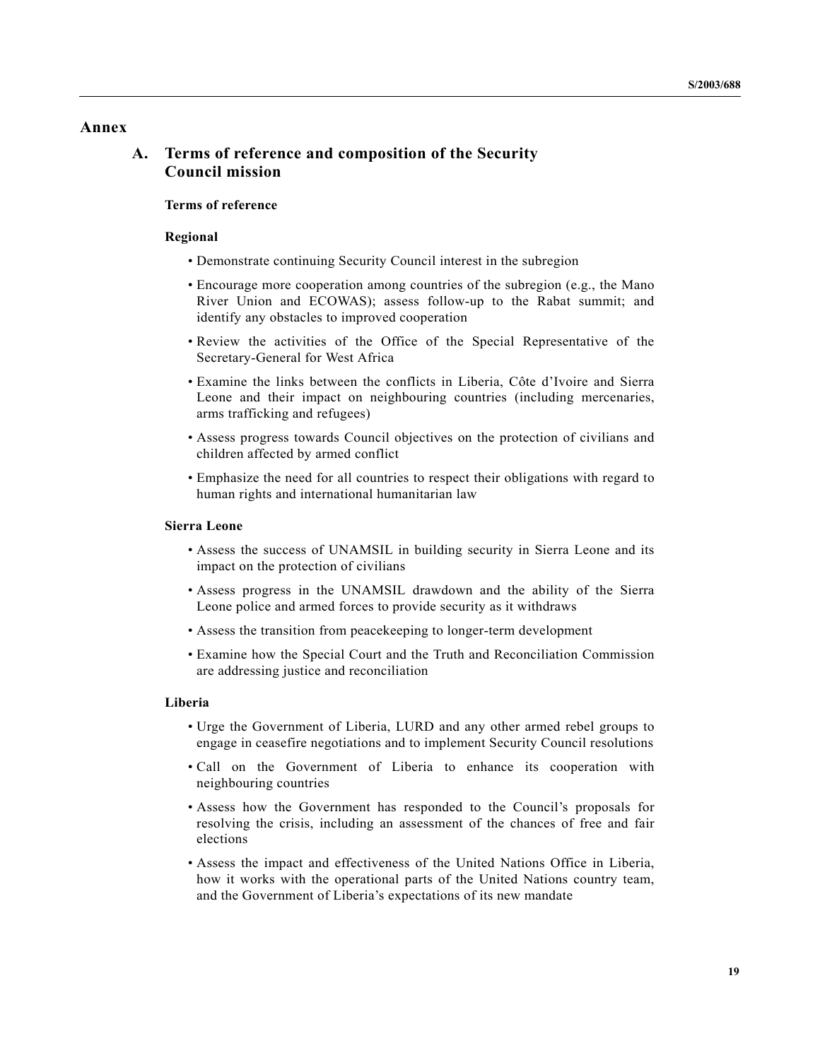# Annex

## A. Terms of reference and composition of the Security Council mission

### Terms of reference

#### Regional

- Demonstrate continuing Security Council interest in the subregion
- Encourage more cooperation among countries of the subregion (e.g., the Mano River Union and ECOWAS); assess follow-up to the Rabat summit; and identify any obstacles to improved cooperation
- Review the activities of the Office of the Special Representative of the Secretary-General for West Africa
- Examine the links between the conflicts in Liberia, Côte d'Ivoire and Sierra Leone and their impact on neighbouring countries (including mercenaries, arms trafficking and refugees)
- Assess progress towards Council objectives on the protection of civilians and children affected by armed conflict
- Emphasize the need for all countries to respect their obligations with regard to human rights and international humanitarian law

#### Sierra Leone

- Assess the success of UNAMSIL in building security in Sierra Leone and its impact on the protection of civilians
- Assess progress in the UNAMSIL drawdown and the ability of the Sierra Leone police and armed forces to provide security as it withdraws
- Assess the transition from peacekeeping to longer-term development
- Examine how the Special Court and the Truth and Reconciliation Commission are addressing justice and reconciliation

#### Liberia

- Urge the Government of Liberia, LURD and any other armed rebel groups to engage in ceasefire negotiations and to implement Security Council resolutions
- Call on the Government of Liberia to enhance its cooperation with neighbouring countries
- Assess how the Government has responded to the Council's proposals for resolving the crisis, including an assessment of the chances of free and fair elections
- Assess the impact and effectiveness of the United Nations Office in Liberia, how it works with the operational parts of the United Nations country team, and the Government of Liberia's expectations of its new mandate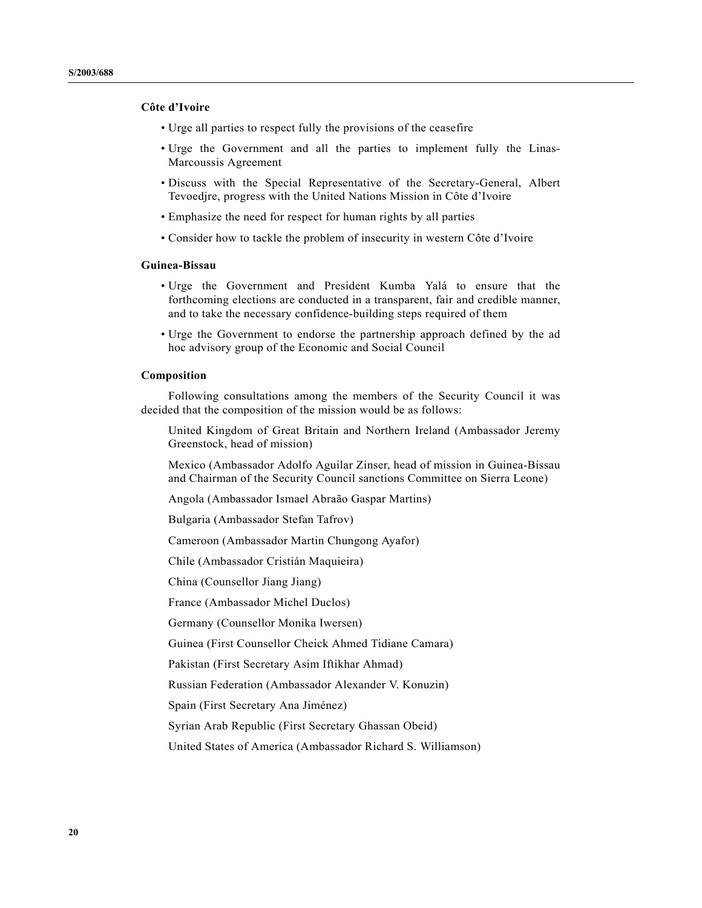### Côte d'Ivoire

- Urge all parties to respect fully the provisions of the ceasefire
- Urge the Government and all the parties to implement fully the Linas-Marcoussis Agreement
- Discuss with the Special Representative of the Secretary-General, Albert Tevoedjre, progress with the United Nations Mission in Côte d'Ivoire
- Emphasize the need for respect for human rights by all parties
- Consider how to tackle the problem of insecurity in western Côte d'Ivoire

### Guinea-Bissau

- Urge the Government and President Kumba Yalá to ensure that the forthcoming elections are conducted in a transparent, fair and credible manner, and to take the necessary confidence-building steps required of them
- Urge the Government to endorse the partnership approach defined by the ad hoc advisory group of the Economic and Social Council

### Composition

Following consultations among the members of the Security Council it was decided that the composition of the mission would be as follows:

United Kingdom of Great Britain and Northern Ireland (Ambassador Jeremy Greenstock, head of mission)

Mexico (Ambassador Adolfo Aguilar Zinser, head of mission in Guinea-Bissau and Chairman of the Security Council sanctions Committee on Sierra Leone)

Angola (Ambassador Ismael Abraão Gaspar Martins)

Bulgaria (Ambassador Stefan Tafrov)

Cameroon (Ambassador Martin Chungong Ayafor)

Chile (Ambassador Cristián Maquieira)

China (Counsellor Jiang Jiang)

France (Ambassador Michel Duclos)

Germany (Counsellor Monika Iwersen)

Guinea (First Counsellor Cheick Ahmed Tidiane Camara)

Pakistan (First Secretary Asim Iftikhar Ahmad)

Russian Federation (Ambassador Alexander V. Konuzin)

Spain (First Secretary Ana Jiménez)

Syrian Arab Republic (First Secretary Ghassan Obeid)

United States of America (Ambassador Richard S. Williamson)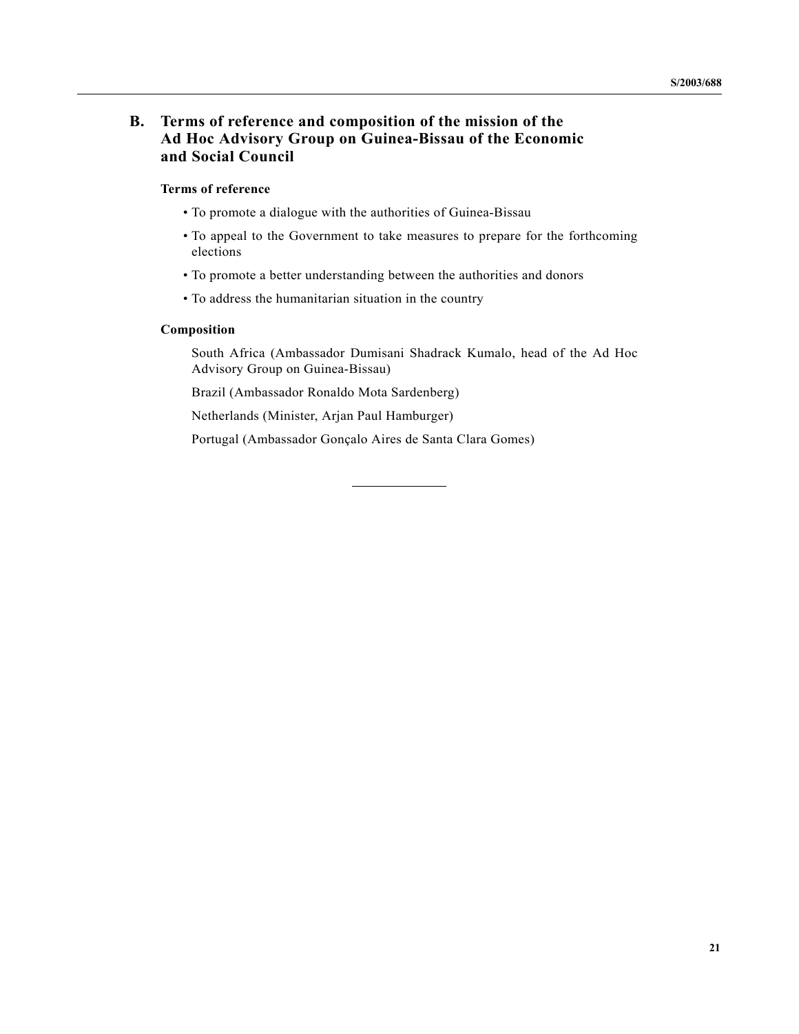## B. Terms of reference and composition of the mission of the Ad Hoc Advisory Group on Guinea-Bissau of the Economic and Social Council

### Terms of reference

- To promote a dialogue with the authorities of Guinea-Bissau
- To appeal to the Government to take measures to prepare for the forthcoming elections
- To promote a better understanding between the authorities and donors
- To address the humanitarian situation in the country

### Composition

South Africa (Ambassador Dumisani Shadrack Kumalo, head of the Ad Hoc Advisory Group on Guinea-Bissau)

Brazil (Ambassador Ronaldo Mota Sardenberg)

Netherlands (Minister, Arjan Paul Hamburger)

Portugal (Ambassador Gonçalo Aires de Santa Clara Gomes)